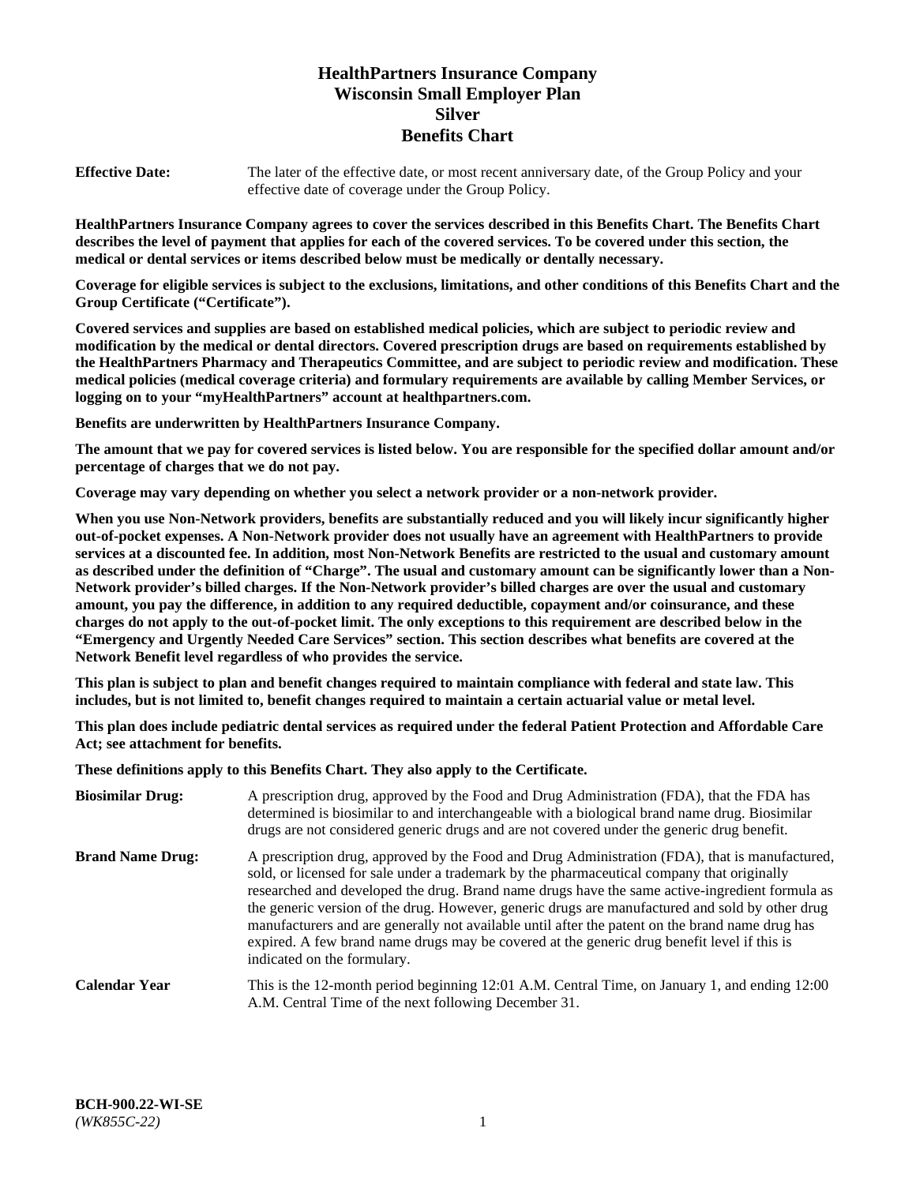# HealthPartners Insurance Company
# Wisconsin Small Employer Plan
# Silver
# Benefits Chart

**Effective Date:** The later of the effective date, or most recent anniversary date, of the Group Policy and your effective date of coverage under the Group Policy.

**HealthPartners Insurance Company agrees to cover the services described in this Benefits Chart. The Benefits Chart describes the level of payment that applies for each of the covered services. To be covered under this section, the medical or dental services or items described below must be medically or dentally necessary.**

**Coverage for eligible services is subject to the exclusions, limitations, and other conditions of this Benefits Chart and the Group Certificate ("Certificate").**

**Covered services and supplies are based on established medical policies, which are subject to periodic review and modification by the medical or dental directors. Covered prescription drugs are based on requirements established by the HealthPartners Pharmacy and Therapeutics Committee, and are subject to periodic review and modification. These medical policies (medical coverage criteria) and formulary requirements are available by calling Member Services, or logging on to your "myHealthPartners" account at healthpartners.com.**

**Benefits are underwritten by HealthPartners Insurance Company.**

**The amount that we pay for covered services is listed below. You are responsible for the specified dollar amount and/or percentage of charges that we do not pay.**

**Coverage may vary depending on whether you select a network provider or a non-network provider.**

**When you use Non-Network providers, benefits are substantially reduced and you will likely incur significantly higher out-of-pocket expenses. A Non-Network provider does not usually have an agreement with HealthPartners to provide services at a discounted fee. In addition, most Non-Network Benefits are restricted to the usual and customary amount as described under the definition of "Charge". The usual and customary amount can be significantly lower than a Non-Network provider's billed charges. If the Non-Network provider's billed charges are over the usual and customary amount, you pay the difference, in addition to any required deductible, copayment and/or coinsurance, and these charges do not apply to the out-of-pocket limit. The only exceptions to this requirement are described below in the "Emergency and Urgently Needed Care Services" section. This section describes what benefits are covered at the Network Benefit level regardless of who provides the service.**

**This plan is subject to plan and benefit changes required to maintain compliance with federal and state law. This includes, but is not limited to, benefit changes required to maintain a certain actuarial value or metal level.**

**This plan does include pediatric dental services as required under the federal Patient Protection and Affordable Care Act; see attachment for benefits.**

**These definitions apply to this Benefits Chart. They also apply to the Certificate.**

**Biosimilar Drug:** A prescription drug, approved by the Food and Drug Administration (FDA), that the FDA has determined is biosimilar to and interchangeable with a biological brand name drug. Biosimilar drugs are not considered generic drugs and are not covered under the generic drug benefit.

**Brand Name Drug:** A prescription drug, approved by the Food and Drug Administration (FDA), that is manufactured, sold, or licensed for sale under a trademark by the pharmaceutical company that originally researched and developed the drug. Brand name drugs have the same active-ingredient formula as the generic version of the drug. However, generic drugs are manufactured and sold by other drug manufacturers and are generally not available until after the patent on the brand name drug has expired. A few brand name drugs may be covered at the generic drug benefit level if this is indicated on the formulary.

**Calendar Year** This is the 12-month period beginning 12:01 A.M. Central Time, on January 1, and ending 12:00 A.M. Central Time of the next following December 31.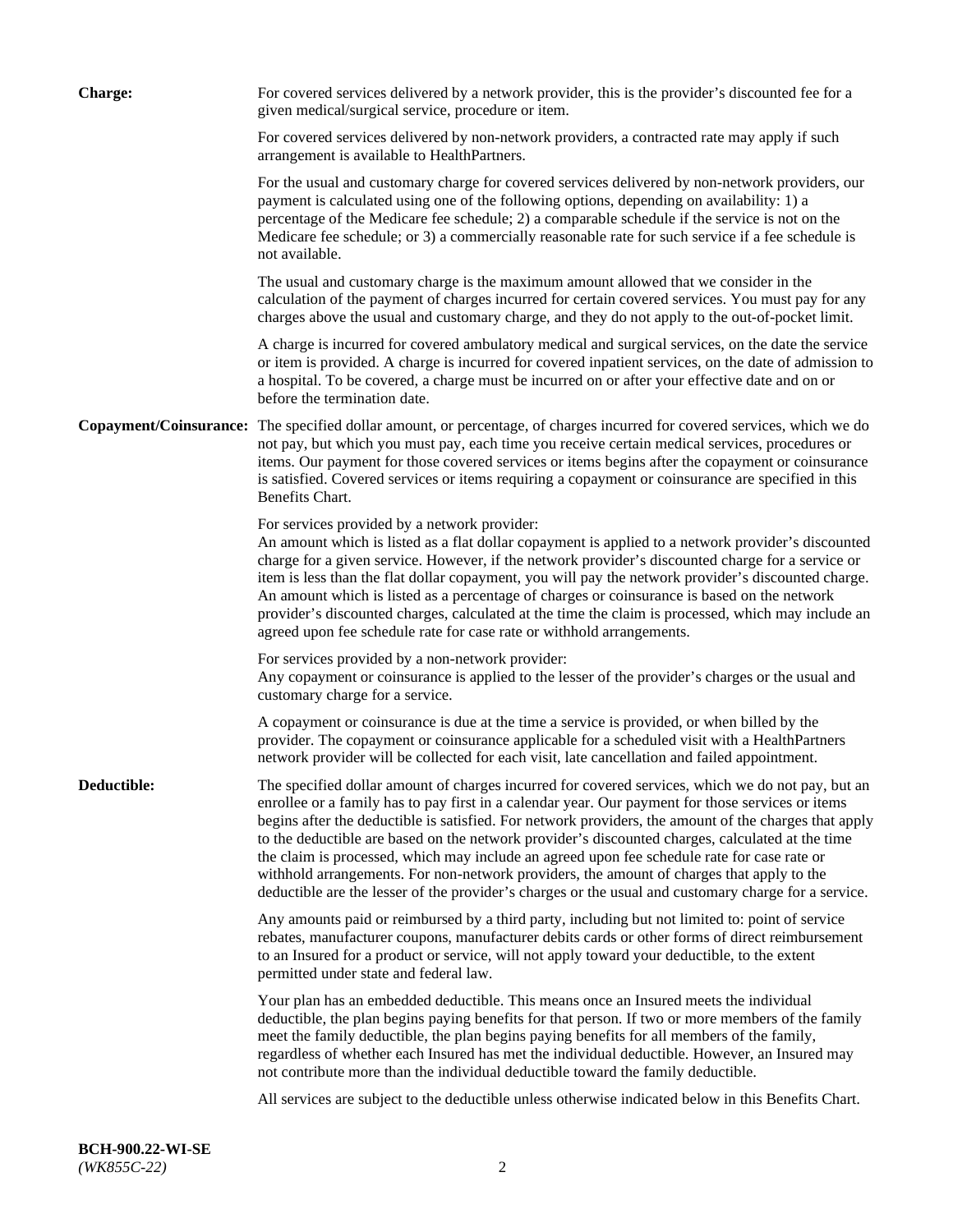**Charge:** For covered services delivered by a network provider, this is the provider's discounted fee for a given medical/surgical service, procedure or item.

For covered services delivered by non-network providers, a contracted rate may apply if such arrangement is available to HealthPartners.

For the usual and customary charge for covered services delivered by non-network providers, our payment is calculated using one of the following options, depending on availability: 1) a percentage of the Medicare fee schedule; 2) a comparable schedule if the service is not on the Medicare fee schedule; or 3) a commercially reasonable rate for such service if a fee schedule is not available.

The usual and customary charge is the maximum amount allowed that we consider in the calculation of the payment of charges incurred for certain covered services. You must pay for any charges above the usual and customary charge, and they do not apply to the out-of-pocket limit.

A charge is incurred for covered ambulatory medical and surgical services, on the date the service or item is provided. A charge is incurred for covered inpatient services, on the date of admission to a hospital. To be covered, a charge must be incurred on or after your effective date and on or before the termination date.

**Copayment/Coinsurance:** The specified dollar amount, or percentage, of charges incurred for covered services, which we do not pay, but which you must pay, each time you receive certain medical services, procedures or items. Our payment for those covered services or items begins after the copayment or coinsurance is satisfied. Covered services or items requiring a copayment or coinsurance are specified in this Benefits Chart.

For services provided by a network provider:
An amount which is listed as a flat dollar copayment is applied to a network provider's discounted charge for a given service. However, if the network provider's discounted charge for a service or item is less than the flat dollar copayment, you will pay the network provider's discounted charge. An amount which is listed as a percentage of charges or coinsurance is based on the network provider's discounted charges, calculated at the time the claim is processed, which may include an agreed upon fee schedule rate for case rate or withhold arrangements.

For services provided by a non-network provider:
Any copayment or coinsurance is applied to the lesser of the provider's charges or the usual and customary charge for a service.

A copayment or coinsurance is due at the time a service is provided, or when billed by the provider. The copayment or coinsurance applicable for a scheduled visit with a HealthPartners network provider will be collected for each visit, late cancellation and failed appointment.

**Deductible:** The specified dollar amount of charges incurred for covered services, which we do not pay, but an enrollee or a family has to pay first in a calendar year. Our payment for those services or items begins after the deductible is satisfied. For network providers, the amount of the charges that apply to the deductible are based on the network provider's discounted charges, calculated at the time the claim is processed, which may include an agreed upon fee schedule rate for case rate or withhold arrangements. For non-network providers, the amount of charges that apply to the deductible are the lesser of the provider's charges or the usual and customary charge for a service.

Any amounts paid or reimbursed by a third party, including but not limited to: point of service rebates, manufacturer coupons, manufacturer debits cards or other forms of direct reimbursement to an Insured for a product or service, will not apply toward your deductible, to the extent permitted under state and federal law.

Your plan has an embedded deductible. This means once an Insured meets the individual deductible, the plan begins paying benefits for that person. If two or more members of the family meet the family deductible, the plan begins paying benefits for all members of the family, regardless of whether each Insured has met the individual deductible. However, an Insured may not contribute more than the individual deductible toward the family deductible.

All services are subject to the deductible unless otherwise indicated below in this Benefits Chart.

**BCH-900.22-WI-SE**
*(WK855C-22)*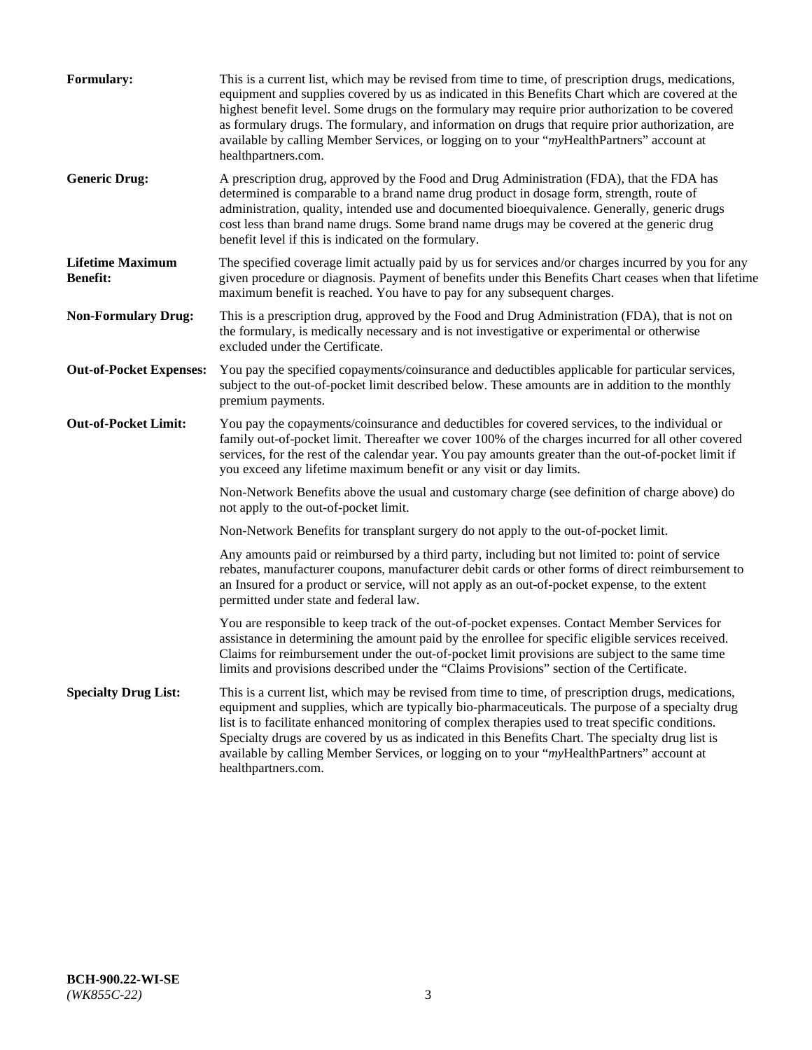**Formulary:** This is a current list, which may be revised from time to time, of prescription drugs, medications, equipment and supplies covered by us as indicated in this Benefits Chart which are covered at the highest benefit level. Some drugs on the formulary may require prior authorization to be covered as formulary drugs. The formulary, and information on drugs that require prior authorization, are available by calling Member Services, or logging on to your "*my*HealthPartners" account at healthpartners.com.

**Generic Drug:** A prescription drug, approved by the Food and Drug Administration (FDA), that the FDA has determined is comparable to a brand name drug product in dosage form, strength, route of administration, quality, intended use and documented bioequivalence. Generally, generic drugs cost less than brand name drugs. Some brand name drugs may be covered at the generic drug benefit level if this is indicated on the formulary.

**Lifetime Maximum Benefit:** The specified coverage limit actually paid by us for services and/or charges incurred by you for any given procedure or diagnosis. Payment of benefits under this Benefits Chart ceases when that lifetime maximum benefit is reached. You have to pay for any subsequent charges.

**Non-Formulary Drug:** This is a prescription drug, approved by the Food and Drug Administration (FDA), that is not on the formulary, is medically necessary and is not investigative or experimental or otherwise excluded under the Certificate.

**Out-of-Pocket Expenses:** You pay the specified copayments/coinsurance and deductibles applicable for particular services, subject to the out-of-pocket limit described below. These amounts are in addition to the monthly premium payments.

**Out-of-Pocket Limit:** You pay the copayments/coinsurance and deductibles for covered services, to the individual or family out-of-pocket limit. Thereafter we cover 100% of the charges incurred for all other covered services, for the rest of the calendar year. You pay amounts greater than the out-of-pocket limit if you exceed any lifetime maximum benefit or any visit or day limits.

Non-Network Benefits above the usual and customary charge (see definition of charge above) do not apply to the out-of-pocket limit.

Non-Network Benefits for transplant surgery do not apply to the out-of-pocket limit.

Any amounts paid or reimbursed by a third party, including but not limited to: point of service rebates, manufacturer coupons, manufacturer debit cards or other forms of direct reimbursement to an Insured for a product or service, will not apply as an out-of-pocket expense, to the extent permitted under state and federal law.

You are responsible to keep track of the out-of-pocket expenses. Contact Member Services for assistance in determining the amount paid by the enrollee for specific eligible services received. Claims for reimbursement under the out-of-pocket limit provisions are subject to the same time limits and provisions described under the "Claims Provisions" section of the Certificate.

**Specialty Drug List:** This is a current list, which may be revised from time to time, of prescription drugs, medications, equipment and supplies, which are typically bio-pharmaceuticals. The purpose of a specialty drug list is to facilitate enhanced monitoring of complex therapies used to treat specific conditions. Specialty drugs are covered by us as indicated in this Benefits Chart. The specialty drug list is available by calling Member Services, or logging on to your "*my*HealthPartners" account at healthpartners.com.

**BCH-900.22-WI-SE**
*(WK855C-22)*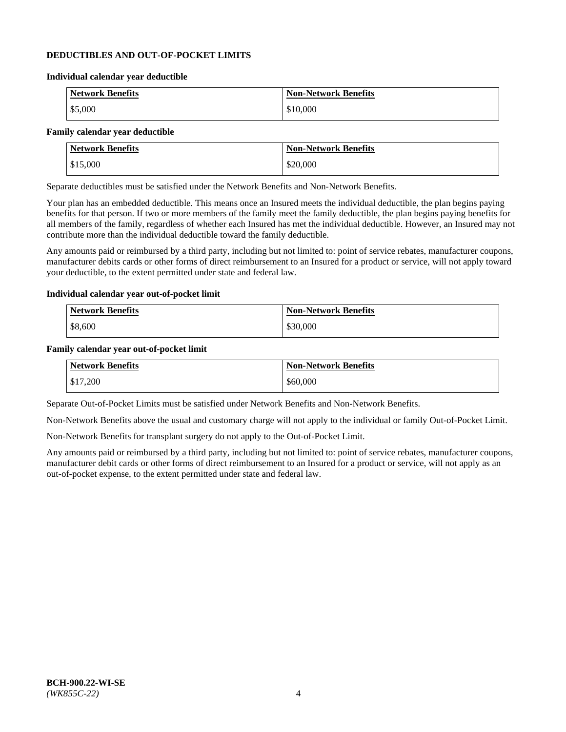## DEDUCTIBLES AND OUT-OF-POCKET LIMITS

**Individual calendar year deductible**

| Network Benefits | Non-Network Benefits |
|---|---|
| $5,000 | $10,000 |

**Family calendar year deductible**

| Network Benefits | Non-Network Benefits |
|---|---|
| $15,000 | $20,000 |

Separate deductibles must be satisfied under the Network Benefits and Non-Network Benefits.

Your plan has an embedded deductible. This means once an Insured meets the individual deductible, the plan begins paying benefits for that person. If two or more members of the family meet the family deductible, the plan begins paying benefits for all members of the family, regardless of whether each Insured has met the individual deductible. However, an Insured may not contribute more than the individual deductible toward the family deductible.

Any amounts paid or reimbursed by a third party, including but not limited to: point of service rebates, manufacturer coupons, manufacturer debits cards or other forms of direct reimbursement to an Insured for a product or service, will not apply toward your deductible, to the extent permitted under state and federal law.

**Individual calendar year out-of-pocket limit**

| Network Benefits | Non-Network Benefits |
|---|---|
| $8,600 | $30,000 |

**Family calendar year out-of-pocket limit**

| Network Benefits | Non-Network Benefits |
|---|---|
| $17,200 | $60,000 |

Separate Out-of-Pocket Limits must be satisfied under Network Benefits and Non-Network Benefits.

Non-Network Benefits above the usual and customary charge will not apply to the individual or family Out-of-Pocket Limit.

Non-Network Benefits for transplant surgery do not apply to the Out-of-Pocket Limit.

Any amounts paid or reimbursed by a third party, including but not limited to: point of service rebates, manufacturer coupons, manufacturer debit cards or other forms of direct reimbursement to an Insured for a product or service, will not apply as an out-of-pocket expense, to the extent permitted under state and federal law.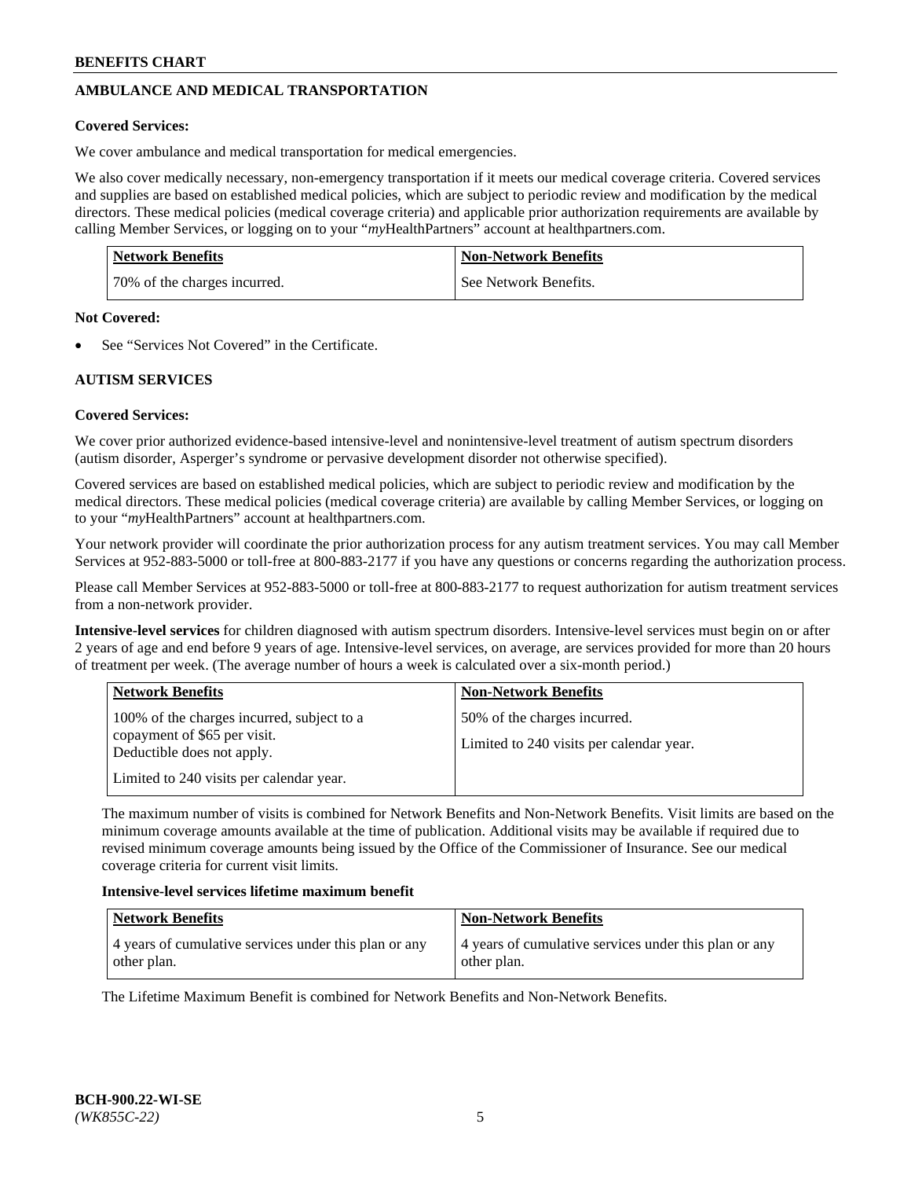## AMBULANCE AND MEDICAL TRANSPORTATION

**Covered Services:**

We cover ambulance and medical transportation for medical emergencies.

We also cover medically necessary, non-emergency transportation if it meets our medical coverage criteria. Covered services and supplies are based on established medical policies, which are subject to periodic review and modification by the medical directors. These medical policies (medical coverage criteria) and applicable prior authorization requirements are available by calling Member Services, or logging on to your "*my*HealthPartners" account at healthpartners.com.

| Network Benefits | Non-Network Benefits |
|---|---|
| 70% of the charges incurred. | See Network Benefits. |

**Not Covered:**

- See "Services Not Covered" in the Certificate.

## AUTISM SERVICES

**Covered Services:**

We cover prior authorized evidence-based intensive-level and nonintensive-level treatment of autism spectrum disorders (autism disorder, Asperger's syndrome or pervasive development disorder not otherwise specified).

Covered services are based on established medical policies, which are subject to periodic review and modification by the medical directors. These medical policies (medical coverage criteria) are available by calling Member Services, or logging on to your "*my*HealthPartners" account at healthpartners.com.

Your network provider will coordinate the prior authorization process for any autism treatment services. You may call Member Services at 952-883-5000 or toll-free at 800-883-2177 if you have any questions or concerns regarding the authorization process.

Please call Member Services at 952-883-5000 or toll-free at 800-883-2177 to request authorization for autism treatment services from a non-network provider.

**Intensive-level services** for children diagnosed with autism spectrum disorders. Intensive-level services must begin on or after 2 years of age and end before 9 years of age. Intensive-level services, on average, are services provided for more than 20 hours of treatment per week. (The average number of hours a week is calculated over a six-month period.)

| Network Benefits | Non-Network Benefits |
|---|---|
| 100% of the charges incurred, subject to a copayment of $65 per visit. Deductible does not apply.<br><br>Limited to 240 visits per calendar year. | 50% of the charges incurred.<br><br>Limited to 240 visits per calendar year. |

The maximum number of visits is combined for Network Benefits and Non-Network Benefits. Visit limits are based on the minimum coverage amounts available at the time of publication. Additional visits may be available if required due to revised minimum coverage amounts being issued by the Office of the Commissioner of Insurance. See our medical coverage criteria for current visit limits.

**Intensive-level services lifetime maximum benefit**

| Network Benefits | Non-Network Benefits |
|---|---|
| 4 years of cumulative services under this plan or any other plan. | 4 years of cumulative services under this plan or any other plan. |

The Lifetime Maximum Benefit is combined for Network Benefits and Non-Network Benefits.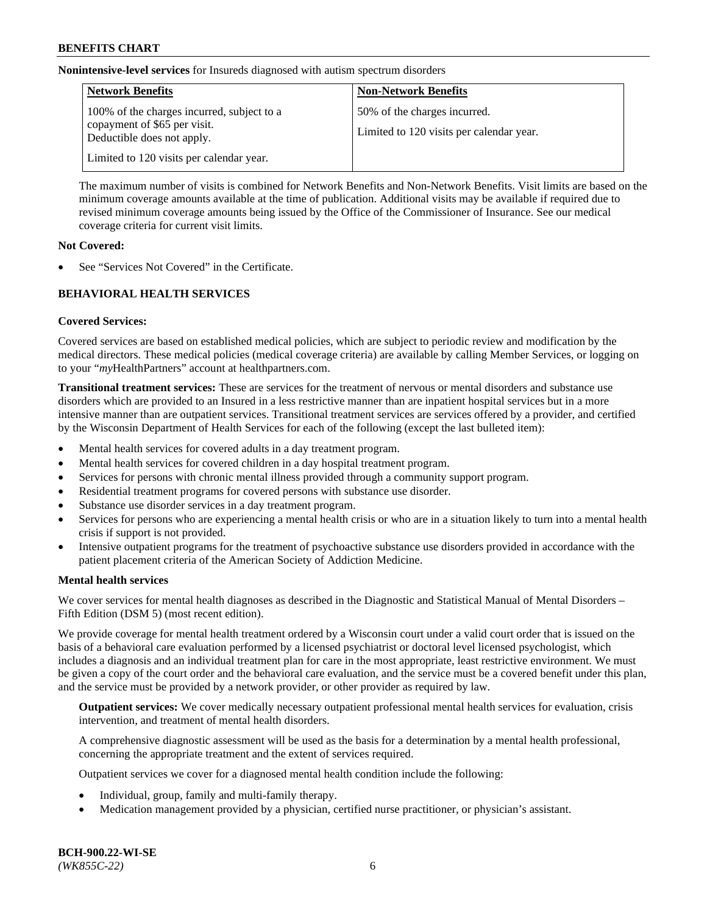**Nonintensive-level services** for Insureds diagnosed with autism spectrum disorders

| Network Benefits | Non-Network Benefits |
| --- | --- |
| 100% of the charges incurred, subject to a copayment of $65 per visit. Deductible does not apply.<br><br>Limited to 120 visits per calendar year. | 50% of the charges incurred.<br><br>Limited to 120 visits per calendar year. |

The maximum number of visits is combined for Network Benefits and Non-Network Benefits. Visit limits are based on the minimum coverage amounts available at the time of publication. Additional visits may be available if required due to revised minimum coverage amounts being issued by the Office of the Commissioner of Insurance. See our medical coverage criteria for current visit limits.

**Not Covered:**

- See "Services Not Covered" in the Certificate.

## BEHAVIORAL HEALTH SERVICES

**Covered Services:**

Covered services are based on established medical policies, which are subject to periodic review and modification by the medical directors. These medical policies (medical coverage criteria) are available by calling Member Services, or logging on to your "*my*HealthPartners" account at healthpartners.com.

**Transitional treatment services:** These are services for the treatment of nervous or mental disorders and substance use disorders which are provided to an Insured in a less restrictive manner than are inpatient hospital services but in a more intensive manner than are outpatient services. Transitional treatment services are services offered by a provider, and certified by the Wisconsin Department of Health Services for each of the following (except the last bulleted item):

- Mental health services for covered adults in a day treatment program.
- Mental health services for covered children in a day hospital treatment program.
- Services for persons with chronic mental illness provided through a community support program.
- Residential treatment programs for covered persons with substance use disorder.
- Substance use disorder services in a day treatment program.
- Services for persons who are experiencing a mental health crisis or who are in a situation likely to turn into a mental health crisis if support is not provided.
- Intensive outpatient programs for the treatment of psychoactive substance use disorders provided in accordance with the patient placement criteria of the American Society of Addiction Medicine.

**Mental health services**

We cover services for mental health diagnoses as described in the Diagnostic and Statistical Manual of Mental Disorders – Fifth Edition (DSM 5) (most recent edition).

We provide coverage for mental health treatment ordered by a Wisconsin court under a valid court order that is issued on the basis of a behavioral care evaluation performed by a licensed psychiatrist or doctoral level licensed psychologist, which includes a diagnosis and an individual treatment plan for care in the most appropriate, least restrictive environment. We must be given a copy of the court order and the behavioral care evaluation, and the service must be a covered benefit under this plan, and the service must be provided by a network provider, or other provider as required by law.

**Outpatient services:** We cover medically necessary outpatient professional mental health services for evaluation, crisis intervention, and treatment of mental health disorders.

A comprehensive diagnostic assessment will be used as the basis for a determination by a mental health professional, concerning the appropriate treatment and the extent of services required.

Outpatient services we cover for a diagnosed mental health condition include the following:

- Individual, group, family and multi-family therapy.
- Medication management provided by a physician, certified nurse practitioner, or physician's assistant.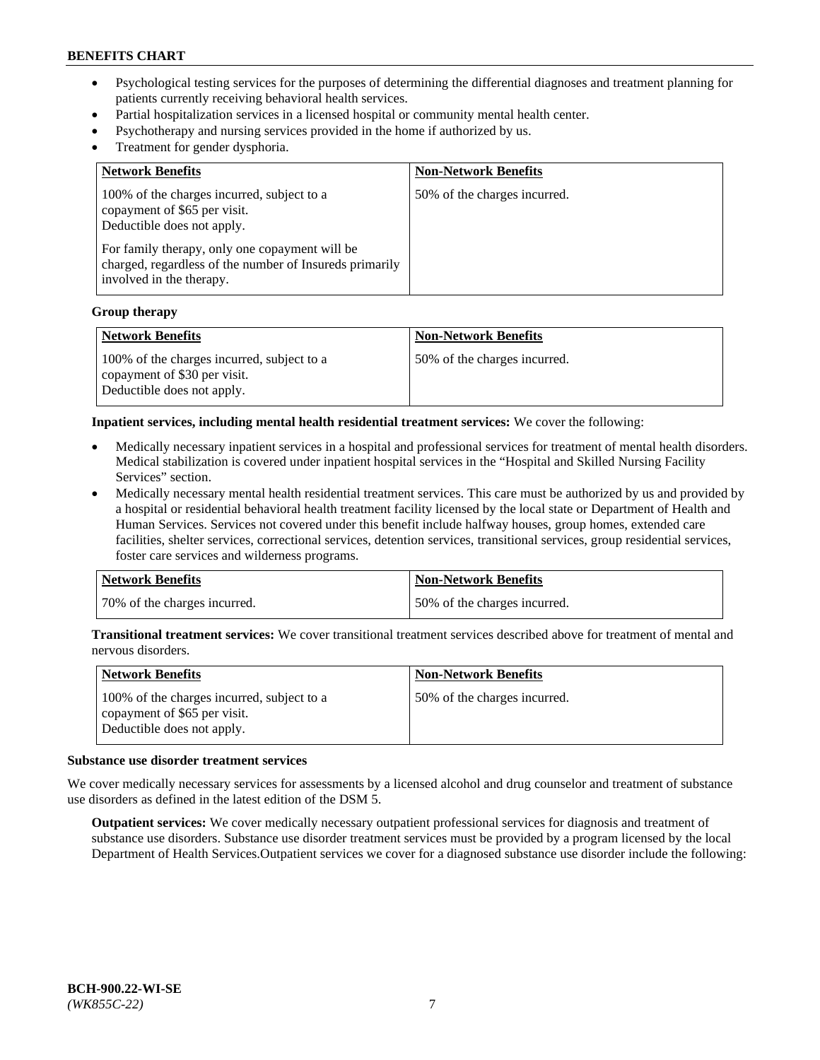- Psychological testing services for the purposes of determining the differential diagnoses and treatment planning for patients currently receiving behavioral health services.
- Partial hospitalization services in a licensed hospital or community mental health center.
- Psychotherapy and nursing services provided in the home if authorized by us.
- Treatment for gender dysphoria.

| Network Benefits | Non-Network Benefits |
| --- | --- |
| 100% of the charges incurred, subject to a copayment of $65 per visit. Deductible does not apply. For family therapy, only one copayment will be charged, regardless of the number of Insureds primarily involved in the therapy. | 50% of the charges incurred. |

**Group therapy**

| Network Benefits | Non-Network Benefits |
| --- | --- |
| 100% of the charges incurred, subject to a copayment of $30 per visit. Deductible does not apply. | 50% of the charges incurred. |

**Inpatient services, including mental health residential treatment services:** We cover the following:

- Medically necessary inpatient services in a hospital and professional services for treatment of mental health disorders. Medical stabilization is covered under inpatient hospital services in the "Hospital and Skilled Nursing Facility Services" section.
- Medically necessary mental health residential treatment services. This care must be authorized by us and provided by a hospital or residential behavioral health treatment facility licensed by the local state or Department of Health and Human Services. Services not covered under this benefit include halfway houses, group homes, extended care facilities, shelter services, correctional services, detention services, transitional services, group residential services, foster care services and wilderness programs.

| Network Benefits | Non-Network Benefits |
| --- | --- |
| 70% of the charges incurred. | 50% of the charges incurred. |

**Transitional treatment services:** We cover transitional treatment services described above for treatment of mental and nervous disorders.

| Network Benefits | Non-Network Benefits |
| --- | --- |
| 100% of the charges incurred, subject to a copayment of $65 per visit. Deductible does not apply. | 50% of the charges incurred. |

**Substance use disorder treatment services**

We cover medically necessary services for assessments by a licensed alcohol and drug counselor and treatment of substance use disorders as defined in the latest edition of the DSM 5.

**Outpatient services:** We cover medically necessary outpatient professional services for diagnosis and treatment of substance use disorders. Substance use disorder treatment services must be provided by a program licensed by the local Department of Health Services.Outpatient services we cover for a diagnosed substance use disorder include the following: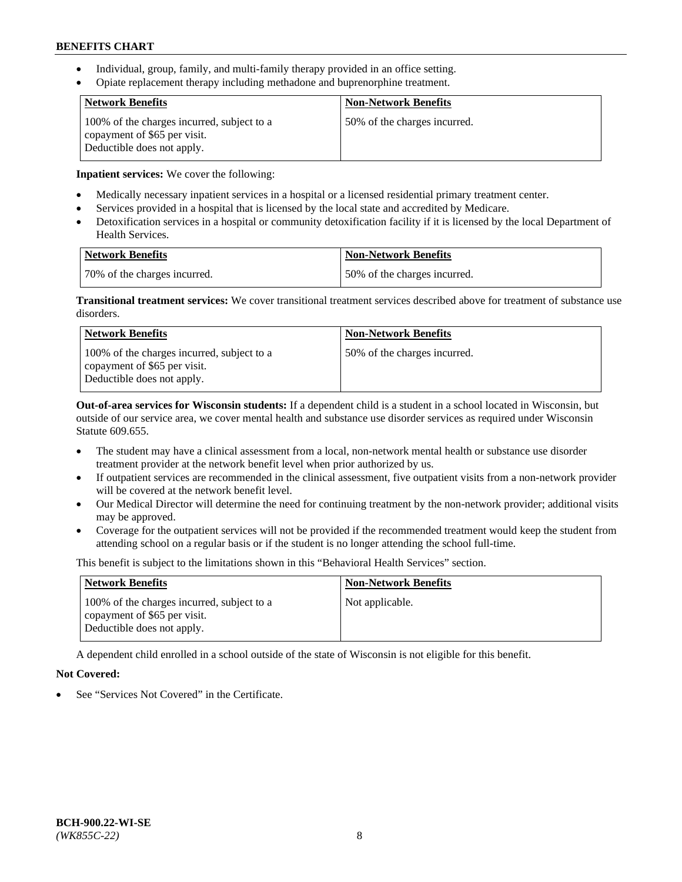- Individual, group, family, and multi-family therapy provided in an office setting.
- Opiate replacement therapy including methadone and buprenorphine treatment.

| Network Benefits | Non-Network Benefits |
| --- | --- |
| 100% of the charges incurred, subject to a copayment of $65 per visit. Deductible does not apply. | 50% of the charges incurred. |

**Inpatient services:** We cover the following:

- Medically necessary inpatient services in a hospital or a licensed residential primary treatment center.
- Services provided in a hospital that is licensed by the local state and accredited by Medicare.
- Detoxification services in a hospital or community detoxification facility if it is licensed by the local Department of Health Services.

| Network Benefits | Non-Network Benefits |
| --- | --- |
| 70% of the charges incurred. | 50% of the charges incurred. |

**Transitional treatment services:** We cover transitional treatment services described above for treatment of substance use disorders.

| Network Benefits | Non-Network Benefits |
| --- | --- |
| 100% of the charges incurred, subject to a copayment of $65 per visit. Deductible does not apply. | 50% of the charges incurred. |

**Out-of-area services for Wisconsin students:** If a dependent child is a student in a school located in Wisconsin, but outside of our service area, we cover mental health and substance use disorder services as required under Wisconsin Statute 609.655.

- The student may have a clinical assessment from a local, non-network mental health or substance use disorder treatment provider at the network benefit level when prior authorized by us.
- If outpatient services are recommended in the clinical assessment, five outpatient visits from a non-network provider will be covered at the network benefit level.
- Our Medical Director will determine the need for continuing treatment by the non-network provider; additional visits may be approved.
- Coverage for the outpatient services will not be provided if the recommended treatment would keep the student from attending school on a regular basis or if the student is no longer attending the school full-time.

This benefit is subject to the limitations shown in this "Behavioral Health Services" section.

| Network Benefits | Non-Network Benefits |
| --- | --- |
| 100% of the charges incurred, subject to a copayment of $65 per visit. Deductible does not apply. | Not applicable. |

A dependent child enrolled in a school outside of the state of Wisconsin is not eligible for this benefit.

**Not Covered:**

- See "Services Not Covered" in the Certificate.

BCH-900.22-WI-SE
*(WK855C-22)*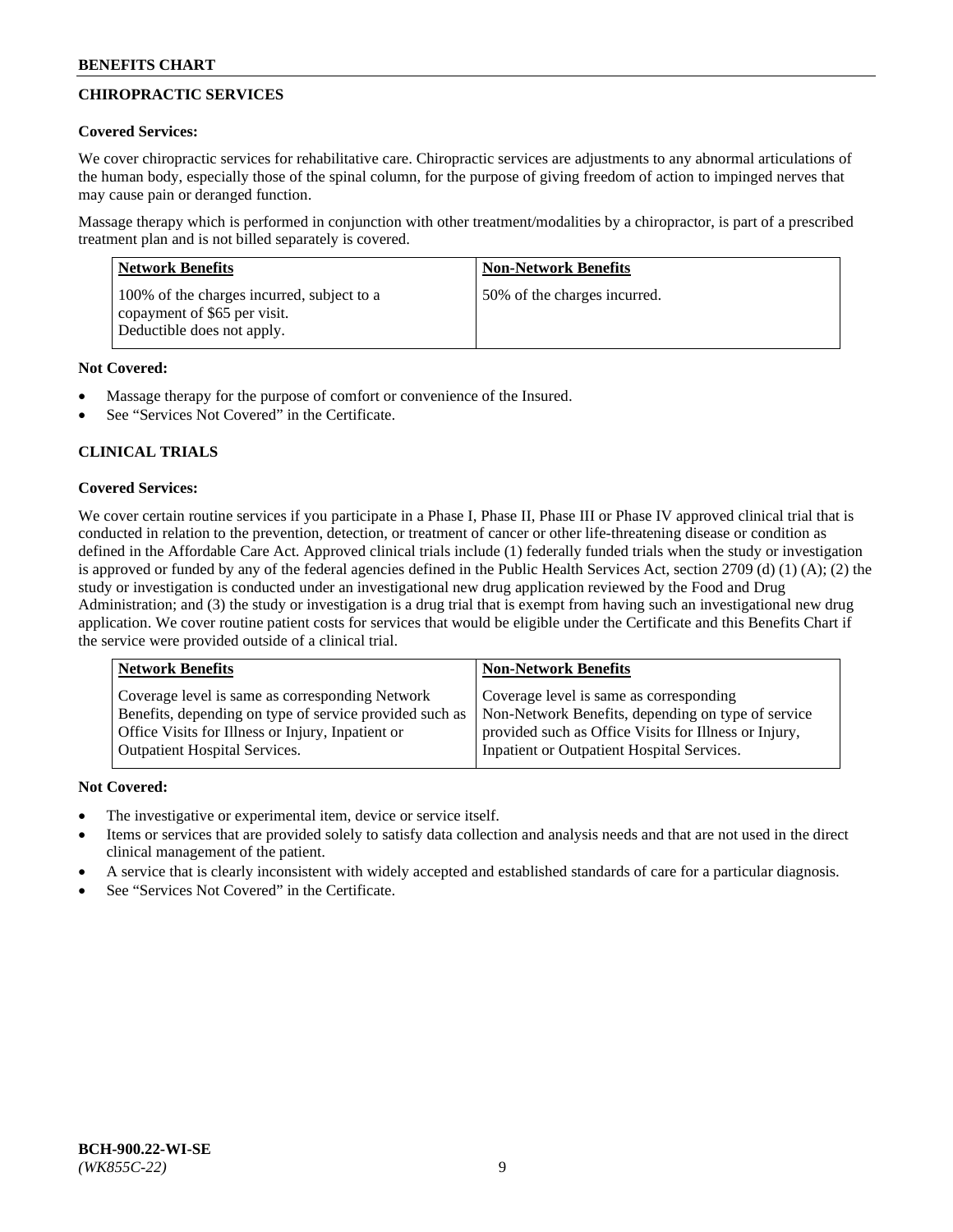## CHIROPRACTIC SERVICES

**Covered Services:**

We cover chiropractic services for rehabilitative care. Chiropractic services are adjustments to any abnormal articulations of the human body, especially those of the spinal column, for the purpose of giving freedom of action to impinged nerves that may cause pain or deranged function.

Massage therapy which is performed in conjunction with other treatment/modalities by a chiropractor, is part of a prescribed treatment plan and is not billed separately is covered.

| Network Benefits | Non-Network Benefits |
|---|---|
| 100% of the charges incurred, subject to a copayment of $65 per visit. Deductible does not apply. | 50% of the charges incurred. |

**Not Covered:**

- Massage therapy for the purpose of comfort or convenience of the Insured.
- See "Services Not Covered" in the Certificate.

## CLINICAL TRIALS

**Covered Services:**

We cover certain routine services if you participate in a Phase I, Phase II, Phase III or Phase IV approved clinical trial that is conducted in relation to the prevention, detection, or treatment of cancer or other life-threatening disease or condition as defined in the Affordable Care Act. Approved clinical trials include (1) federally funded trials when the study or investigation is approved or funded by any of the federal agencies defined in the Public Health Services Act, section 2709 (d) (1) (A); (2) the study or investigation is conducted under an investigational new drug application reviewed by the Food and Drug Administration; and (3) the study or investigation is a drug trial that is exempt from having such an investigational new drug application. We cover routine patient costs for services that would be eligible under the Certificate and this Benefits Chart if the service were provided outside of a clinical trial.

| Network Benefits | Non-Network Benefits |
|---|---|
| Coverage level is same as corresponding Network Benefits, depending on type of service provided such as Office Visits for Illness or Injury, Inpatient or Outpatient Hospital Services. | Coverage level is same as corresponding Non-Network Benefits, depending on type of service provided such as Office Visits for Illness or Injury, Inpatient or Outpatient Hospital Services. |

**Not Covered:**

- The investigative or experimental item, device or service itself.
- Items or services that are provided solely to satisfy data collection and analysis needs and that are not used in the direct clinical management of the patient.
- A service that is clearly inconsistent with widely accepted and established standards of care for a particular diagnosis.
- See "Services Not Covered" in the Certificate.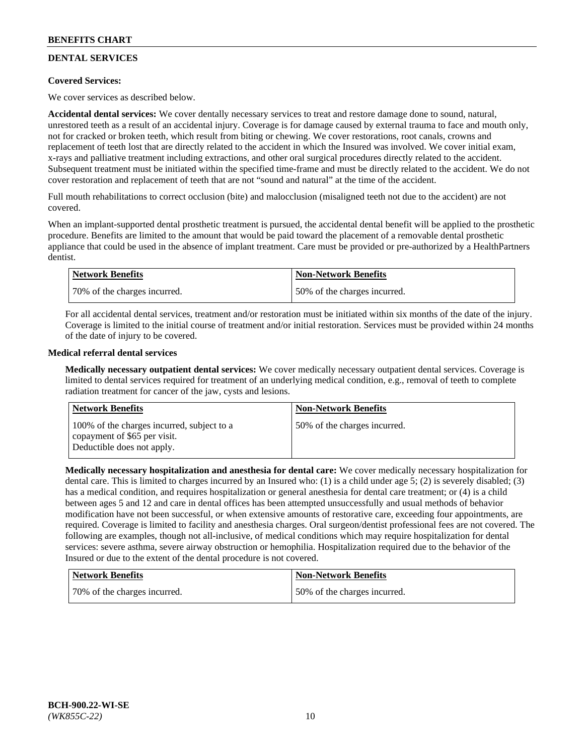## DENTAL SERVICES

**Covered Services:**

We cover services as described below.

**Accidental dental services:** We cover dentally necessary services to treat and restore damage done to sound, natural, unrestored teeth as a result of an accidental injury. Coverage is for damage caused by external trauma to face and mouth only, not for cracked or broken teeth, which result from biting or chewing. We cover restorations, root canals, crowns and replacement of teeth lost that are directly related to the accident in which the Insured was involved. We cover initial exam, x-rays and palliative treatment including extractions, and other oral surgical procedures directly related to the accident. Subsequent treatment must be initiated within the specified time-frame and must be directly related to the accident. We do not cover restoration and replacement of teeth that are not "sound and natural" at the time of the accident.

Full mouth rehabilitations to correct occlusion (bite) and malocclusion (misaligned teeth not due to the accident) are not covered.

When an implant-supported dental prosthetic treatment is pursued, the accidental dental benefit will be applied to the prosthetic procedure. Benefits are limited to the amount that would be paid toward the placement of a removable dental prosthetic appliance that could be used in the absence of implant treatment. Care must be provided or pre-authorized by a HealthPartners dentist.

| Network Benefits | Non-Network Benefits |
|---|---|
| 70% of the charges incurred. | 50% of the charges incurred. |

For all accidental dental services, treatment and/or restoration must be initiated within six months of the date of the injury. Coverage is limited to the initial course of treatment and/or initial restoration. Services must be provided within 24 months of the date of injury to be covered.

**Medical referral dental services**

**Medically necessary outpatient dental services:** We cover medically necessary outpatient dental services. Coverage is limited to dental services required for treatment of an underlying medical condition, e.g., removal of teeth to complete radiation treatment for cancer of the jaw, cysts and lesions.

| Network Benefits | Non-Network Benefits |
|---|---|
| 100% of the charges incurred, subject to a copayment of $65 per visit. Deductible does not apply. | 50% of the charges incurred. |

**Medically necessary hospitalization and anesthesia for dental care:** We cover medically necessary hospitalization for dental care. This is limited to charges incurred by an Insured who: (1) is a child under age 5; (2) is severely disabled; (3) has a medical condition, and requires hospitalization or general anesthesia for dental care treatment; or (4) is a child between ages 5 and 12 and care in dental offices has been attempted unsuccessfully and usual methods of behavior modification have not been successful, or when extensive amounts of restorative care, exceeding four appointments, are required. Coverage is limited to facility and anesthesia charges. Oral surgeon/dentist professional fees are not covered. The following are examples, though not all-inclusive, of medical conditions which may require hospitalization for dental services: severe asthma, severe airway obstruction or hemophilia. Hospitalization required due to the behavior of the Insured or due to the extent of the dental procedure is not covered.

| Network Benefits | Non-Network Benefits |
|---|---|
| 70% of the charges incurred. | 50% of the charges incurred. |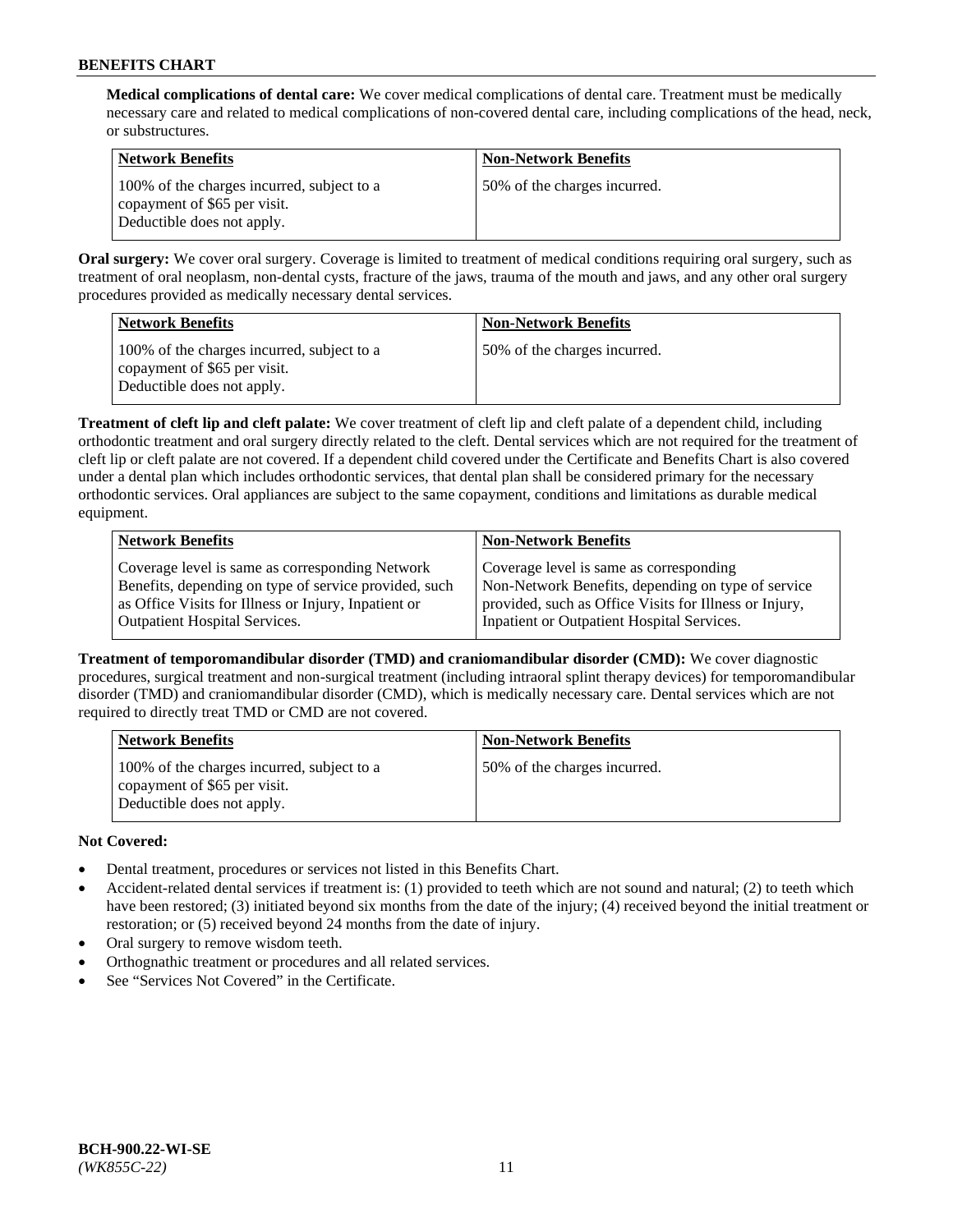**Medical complications of dental care:** We cover medical complications of dental care. Treatment must be medically necessary care and related to medical complications of non-covered dental care, including complications of the head, neck, or substructures.

| Network Benefits | Non-Network Benefits |
| --- | --- |
| 100% of the charges incurred, subject to a copayment of $65 per visit. Deductible does not apply. | 50% of the charges incurred. |

**Oral surgery:** We cover oral surgery. Coverage is limited to treatment of medical conditions requiring oral surgery, such as treatment of oral neoplasm, non-dental cysts, fracture of the jaws, trauma of the mouth and jaws, and any other oral surgery procedures provided as medically necessary dental services.

| Network Benefits | Non-Network Benefits |
| --- | --- |
| 100% of the charges incurred, subject to a copayment of $65 per visit. Deductible does not apply. | 50% of the charges incurred. |

**Treatment of cleft lip and cleft palate:** We cover treatment of cleft lip and cleft palate of a dependent child, including orthodontic treatment and oral surgery directly related to the cleft. Dental services which are not required for the treatment of cleft lip or cleft palate are not covered. If a dependent child covered under the Certificate and Benefits Chart is also covered under a dental plan which includes orthodontic services, that dental plan shall be considered primary for the necessary orthodontic services. Oral appliances are subject to the same copayment, conditions and limitations as durable medical equipment.

| Network Benefits | Non-Network Benefits |
| --- | --- |
| Coverage level is same as corresponding Network Benefits, depending on type of service provided, such as Office Visits for Illness or Injury, Inpatient or Outpatient Hospital Services. | Coverage level is same as corresponding Non-Network Benefits, depending on type of service provided, such as Office Visits for Illness or Injury, Inpatient or Outpatient Hospital Services. |

**Treatment of temporomandibular disorder (TMD) and craniomandibular disorder (CMD):** We cover diagnostic procedures, surgical treatment and non-surgical treatment (including intraoral splint therapy devices) for temporomandibular disorder (TMD) and craniomandibular disorder (CMD), which is medically necessary care. Dental services which are not required to directly treat TMD or CMD are not covered.

| Network Benefits | Non-Network Benefits |
| --- | --- |
| 100% of the charges incurred, subject to a copayment of $65 per visit. Deductible does not apply. | 50% of the charges incurred. |

**Not Covered:**

- Dental treatment, procedures or services not listed in this Benefits Chart.
- Accident-related dental services if treatment is: (1) provided to teeth which are not sound and natural; (2) to teeth which have been restored; (3) initiated beyond six months from the date of the injury; (4) received beyond the initial treatment or restoration; or (5) received beyond 24 months from the date of injury.
- Oral surgery to remove wisdom teeth.
- Orthognathic treatment or procedures and all related services.
- See "Services Not Covered" in the Certificate.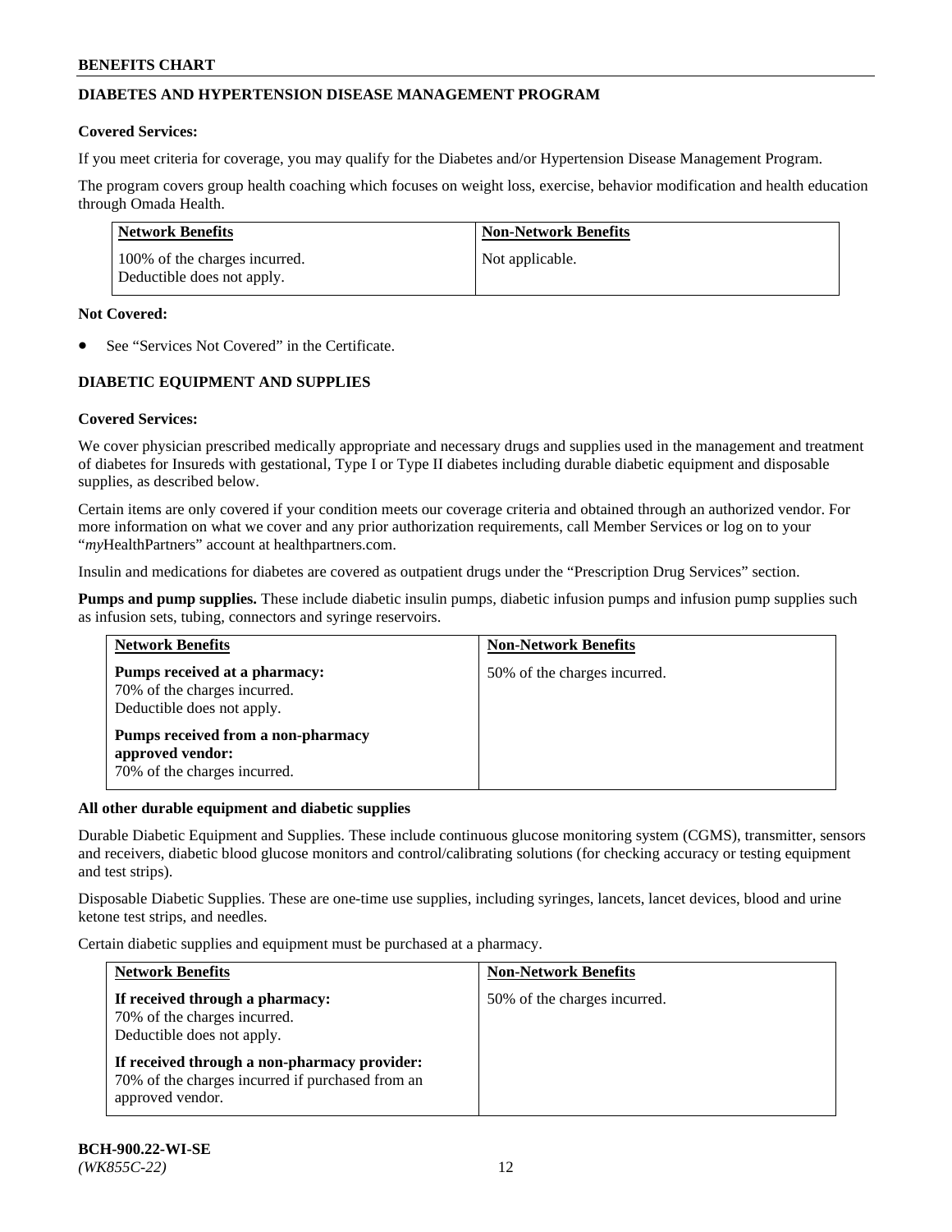## DIABETES AND HYPERTENSION DISEASE MANAGEMENT PROGRAM

**Covered Services:**

If you meet criteria for coverage, you may qualify for the Diabetes and/or Hypertension Disease Management Program.

The program covers group health coaching which focuses on weight loss, exercise, behavior modification and health education through Omada Health.

| Network Benefits | Non-Network Benefits |
|---|---|
| 100% of the charges incurred. Deductible does not apply. | Not applicable. |

**Not Covered:**

- See "Services Not Covered" in the Certificate.

## DIABETIC EQUIPMENT AND SUPPLIES

**Covered Services:**

We cover physician prescribed medically appropriate and necessary drugs and supplies used in the management and treatment of diabetes for Insureds with gestational, Type I or Type II diabetes including durable diabetic equipment and disposable supplies, as described below.

Certain items are only covered if your condition meets our coverage criteria and obtained through an authorized vendor. For more information on what we cover and any prior authorization requirements, call Member Services or log on to your "*my*HealthPartners" account at healthpartners.com.

Insulin and medications for diabetes are covered as outpatient drugs under the "Prescription Drug Services" section.

**Pumps and pump supplies.** These include diabetic insulin pumps, diabetic infusion pumps and infusion pump supplies such as infusion sets, tubing, connectors and syringe reservoirs.

| Network Benefits | Non-Network Benefits |
|---|---|
| **Pumps received at a pharmacy:** 70% of the charges incurred. Deductible does not apply. **Pumps received from a non-pharmacy approved vendor:** 70% of the charges incurred. | 50% of the charges incurred. |

**All other durable equipment and diabetic supplies**

Durable Diabetic Equipment and Supplies. These include continuous glucose monitoring system (CGMS), transmitter, sensors and receivers, diabetic blood glucose monitors and control/calibrating solutions (for checking accuracy or testing equipment and test strips).

Disposable Diabetic Supplies. These are one-time use supplies, including syringes, lancets, lancet devices, blood and urine ketone test strips, and needles.

Certain diabetic supplies and equipment must be purchased at a pharmacy.

| Network Benefits | Non-Network Benefits |
|---|---|
| **If received through a pharmacy:** 70% of the charges incurred. Deductible does not apply. **If received through a non-pharmacy provider:** 70% of the charges incurred if purchased from an approved vendor. | 50% of the charges incurred. |

**BCH-900.22-WI-SE**
*(WK855C-22)*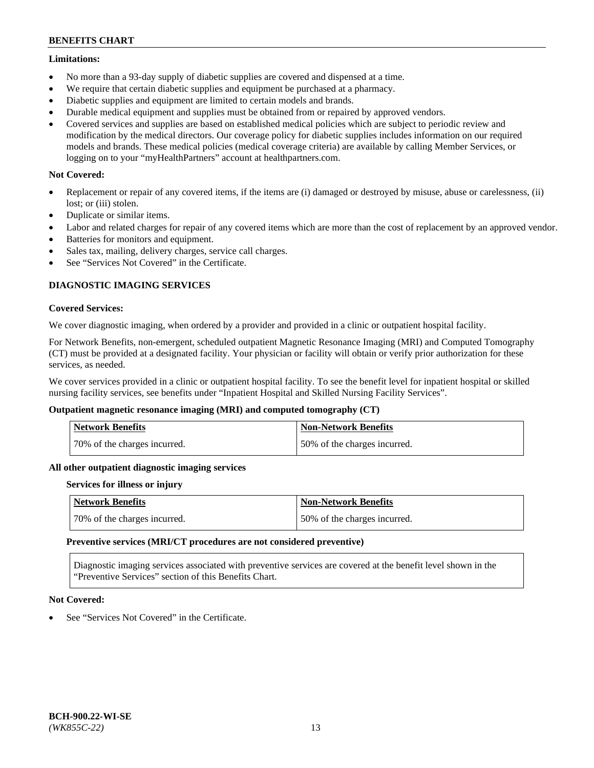**Limitations:**

- No more than a 93-day supply of diabetic supplies are covered and dispensed at a time.
- We require that certain diabetic supplies and equipment be purchased at a pharmacy.
- Diabetic supplies and equipment are limited to certain models and brands.
- Durable medical equipment and supplies must be obtained from or repaired by approved vendors.
- Covered services and supplies are based on established medical policies which are subject to periodic review and modification by the medical directors. Our coverage policy for diabetic supplies includes information on our required models and brands. These medical policies (medical coverage criteria) are available by calling Member Services, or logging on to your "myHealthPartners" account at healthpartners.com.

**Not Covered:**

- Replacement or repair of any covered items, if the items are (i) damaged or destroyed by misuse, abuse or carelessness, (ii) lost; or (iii) stolen.
- Duplicate or similar items.
- Labor and related charges for repair of any covered items which are more than the cost of replacement by an approved vendor.
- Batteries for monitors and equipment.
- Sales tax, mailing, delivery charges, service call charges.
- See "Services Not Covered" in the Certificate.

## DIAGNOSTIC IMAGING SERVICES

**Covered Services:**

We cover diagnostic imaging, when ordered by a provider and provided in a clinic or outpatient hospital facility.

For Network Benefits, non-emergent, scheduled outpatient Magnetic Resonance Imaging (MRI) and Computed Tomography (CT) must be provided at a designated facility. Your physician or facility will obtain or verify prior authorization for these services, as needed.

We cover services provided in a clinic or outpatient hospital facility. To see the benefit level for inpatient hospital or skilled nursing facility services, see benefits under "Inpatient Hospital and Skilled Nursing Facility Services".

**Outpatient magnetic resonance imaging (MRI) and computed tomography (CT)**

| Network Benefits | Non-Network Benefits |
|---|---|
| 70% of the charges incurred. | 50% of the charges incurred. |

**All other outpatient diagnostic imaging services**

**Services for illness or injury**

| Network Benefits | Non-Network Benefits |
|---|---|
| 70% of the charges incurred. | 50% of the charges incurred. |

**Preventive services (MRI/CT procedures are not considered preventive)**

Diagnostic imaging services associated with preventive services are covered at the benefit level shown in the "Preventive Services" section of this Benefits Chart.

**Not Covered:**

- See "Services Not Covered" in the Certificate.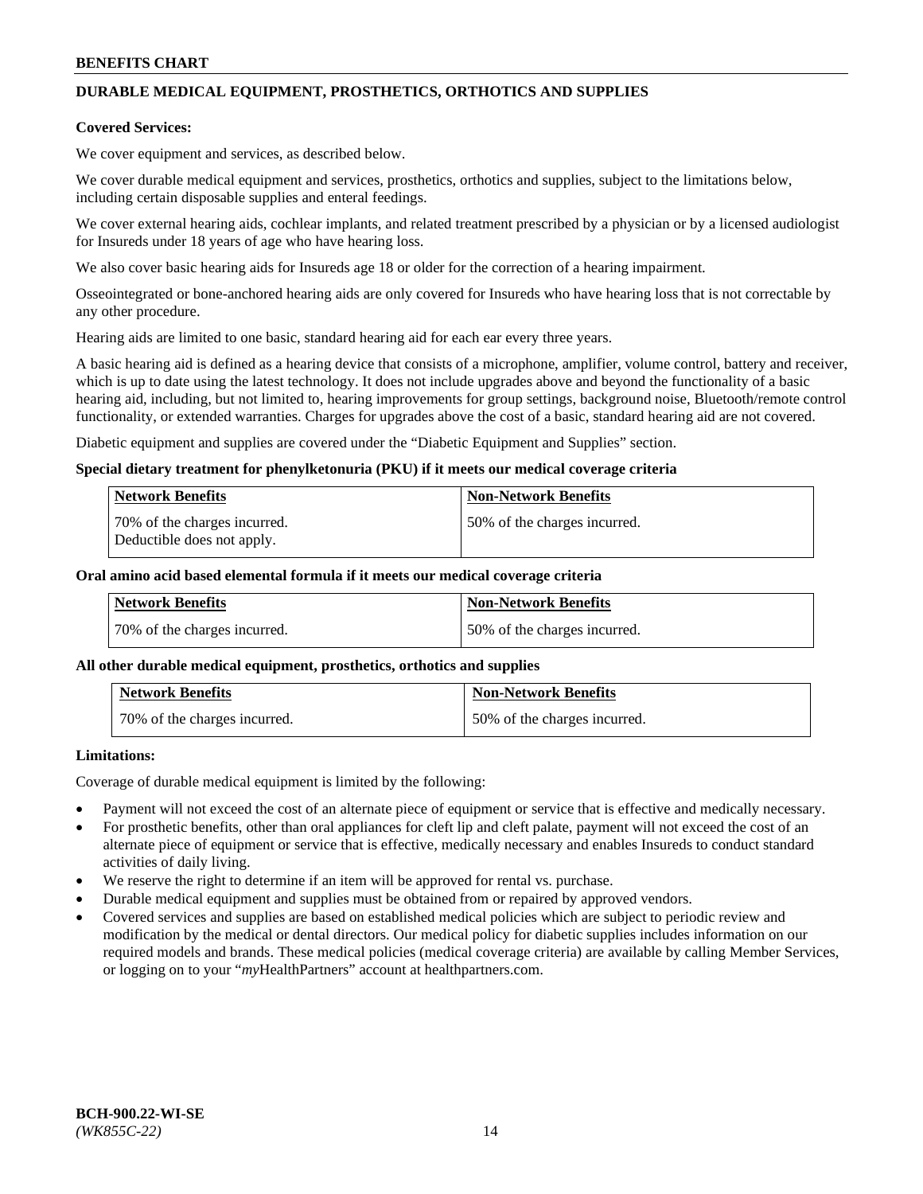## DURABLE MEDICAL EQUIPMENT, PROSTHETICS, ORTHOTICS AND SUPPLIES

**Covered Services:**

We cover equipment and services, as described below.

We cover durable medical equipment and services, prosthetics, orthotics and supplies, subject to the limitations below, including certain disposable supplies and enteral feedings.

We cover external hearing aids, cochlear implants, and related treatment prescribed by a physician or by a licensed audiologist for Insureds under 18 years of age who have hearing loss.

We also cover basic hearing aids for Insureds age 18 or older for the correction of a hearing impairment.

Osseointegrated or bone-anchored hearing aids are only covered for Insureds who have hearing loss that is not correctable by any other procedure.

Hearing aids are limited to one basic, standard hearing aid for each ear every three years.

A basic hearing aid is defined as a hearing device that consists of a microphone, amplifier, volume control, battery and receiver, which is up to date using the latest technology. It does not include upgrades above and beyond the functionality of a basic hearing aid, including, but not limited to, hearing improvements for group settings, background noise, Bluetooth/remote control functionality, or extended warranties. Charges for upgrades above the cost of a basic, standard hearing aid are not covered.

Diabetic equipment and supplies are covered under the "Diabetic Equipment and Supplies" section.

**Special dietary treatment for phenylketonuria (PKU) if it meets our medical coverage criteria**

| Network Benefits | Non-Network Benefits |
|---|---|
| 70% of the charges incurred. Deductible does not apply. | 50% of the charges incurred. |

**Oral amino acid based elemental formula if it meets our medical coverage criteria**

| Network Benefits | Non-Network Benefits |
|---|---|
| 70% of the charges incurred. | 50% of the charges incurred. |

**All other durable medical equipment, prosthetics, orthotics and supplies**

| Network Benefits | Non-Network Benefits |
|---|---|
| 70% of the charges incurred. | 50% of the charges incurred. |

**Limitations:**

Coverage of durable medical equipment is limited by the following:

- Payment will not exceed the cost of an alternate piece of equipment or service that is effective and medically necessary.
- For prosthetic benefits, other than oral appliances for cleft lip and cleft palate, payment will not exceed the cost of an alternate piece of equipment or service that is effective, medically necessary and enables Insureds to conduct standard activities of daily living.
- We reserve the right to determine if an item will be approved for rental vs. purchase.
- Durable medical equipment and supplies must be obtained from or repaired by approved vendors.
- Covered services and supplies are based on established medical policies which are subject to periodic review and modification by the medical or dental directors. Our medical policy for diabetic supplies includes information on our required models and brands. These medical policies (medical coverage criteria) are available by calling Member Services, or logging on to your "*my*HealthPartners" account at healthpartners.com.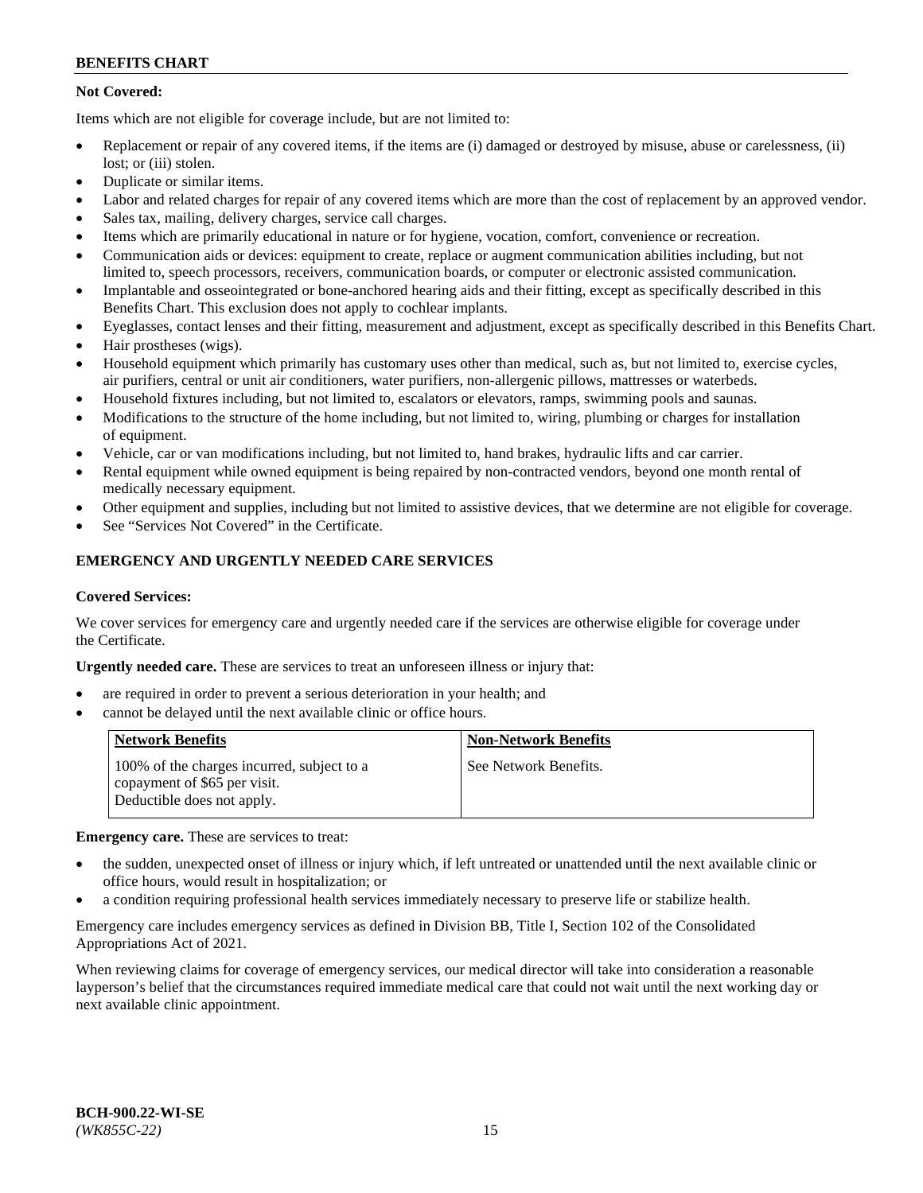**Not Covered:**

Items which are not eligible for coverage include, but are not limited to:

- Replacement or repair of any covered items, if the items are (i) damaged or destroyed by misuse, abuse or carelessness, (ii) lost; or (iii) stolen.
- Duplicate or similar items.
- Labor and related charges for repair of any covered items which are more than the cost of replacement by an approved vendor.
- Sales tax, mailing, delivery charges, service call charges.
- Items which are primarily educational in nature or for hygiene, vocation, comfort, convenience or recreation.
- Communication aids or devices: equipment to create, replace or augment communication abilities including, but not limited to, speech processors, receivers, communication boards, or computer or electronic assisted communication.
- Implantable and osseointegrated or bone-anchored hearing aids and their fitting, except as specifically described in this Benefits Chart. This exclusion does not apply to cochlear implants.
- Eyeglasses, contact lenses and their fitting, measurement and adjustment, except as specifically described in this Benefits Chart.
- Hair prostheses (wigs).
- Household equipment which primarily has customary uses other than medical, such as, but not limited to, exercise cycles, air purifiers, central or unit air conditioners, water purifiers, non-allergenic pillows, mattresses or waterbeds.
- Household fixtures including, but not limited to, escalators or elevators, ramps, swimming pools and saunas.
- Modifications to the structure of the home including, but not limited to, wiring, plumbing or charges for installation of equipment.
- Vehicle, car or van modifications including, but not limited to, hand brakes, hydraulic lifts and car carrier.
- Rental equipment while owned equipment is being repaired by non-contracted vendors, beyond one month rental of medically necessary equipment.
- Other equipment and supplies, including but not limited to assistive devices, that we determine are not eligible for coverage.
- See "Services Not Covered" in the Certificate.

## EMERGENCY AND URGENTLY NEEDED CARE SERVICES

**Covered Services:**

We cover services for emergency care and urgently needed care if the services are otherwise eligible for coverage under the Certificate.

**Urgently needed care.** These are services to treat an unforeseen illness or injury that:

- are required in order to prevent a serious deterioration in your health; and
- cannot be delayed until the next available clinic or office hours.

| Network Benefits | Non-Network Benefits |
| --- | --- |
| 100% of the charges incurred, subject to a copayment of $65 per visit. Deductible does not apply. | See Network Benefits. |

**Emergency care.** These are services to treat:

- the sudden, unexpected onset of illness or injury which, if left untreated or unattended until the next available clinic or office hours, would result in hospitalization; or
- a condition requiring professional health services immediately necessary to preserve life or stabilize health.

Emergency care includes emergency services as defined in Division BB, Title I, Section 102 of the Consolidated Appropriations Act of 2021.

When reviewing claims for coverage of emergency services, our medical director will take into consideration a reasonable layperson's belief that the circumstances required immediate medical care that could not wait until the next working day or next available clinic appointment.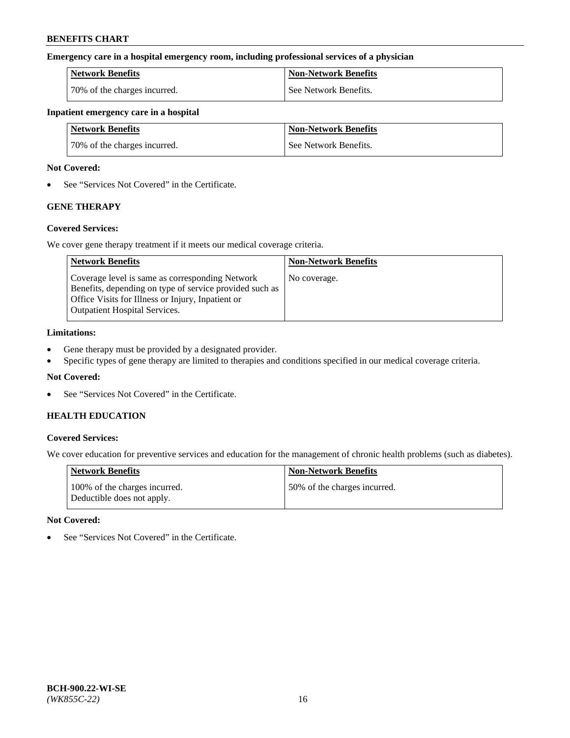**Emergency care in a hospital emergency room, including professional services of a physician**

| Network Benefits | Non-Network Benefits |
| --- | --- |
| 70% of the charges incurred. | See Network Benefits. |

**Inpatient emergency care in a hospital**

| Network Benefits | Non-Network Benefits |
| --- | --- |
| 70% of the charges incurred. | See Network Benefits. |

**Not Covered:**

- See "Services Not Covered" in the Certificate.

## GENE THERAPY

**Covered Services:**

We cover gene therapy treatment if it meets our medical coverage criteria.

| Network Benefits | Non-Network Benefits |
| --- | --- |
| Coverage level is same as corresponding Network Benefits, depending on type of service provided such as Office Visits for Illness or Injury, Inpatient or Outpatient Hospital Services. | No coverage. |

**Limitations:**

- Gene therapy must be provided by a designated provider.
- Specific types of gene therapy are limited to therapies and conditions specified in our medical coverage criteria.

**Not Covered:**

- See "Services Not Covered" in the Certificate.

## HEALTH EDUCATION

**Covered Services:**

We cover education for preventive services and education for the management of chronic health problems (such as diabetes).

| Network Benefits | Non-Network Benefits |
| --- | --- |
| 100% of the charges incurred. Deductible does not apply. | 50% of the charges incurred. |

**Not Covered:**

- See "Services Not Covered" in the Certificate.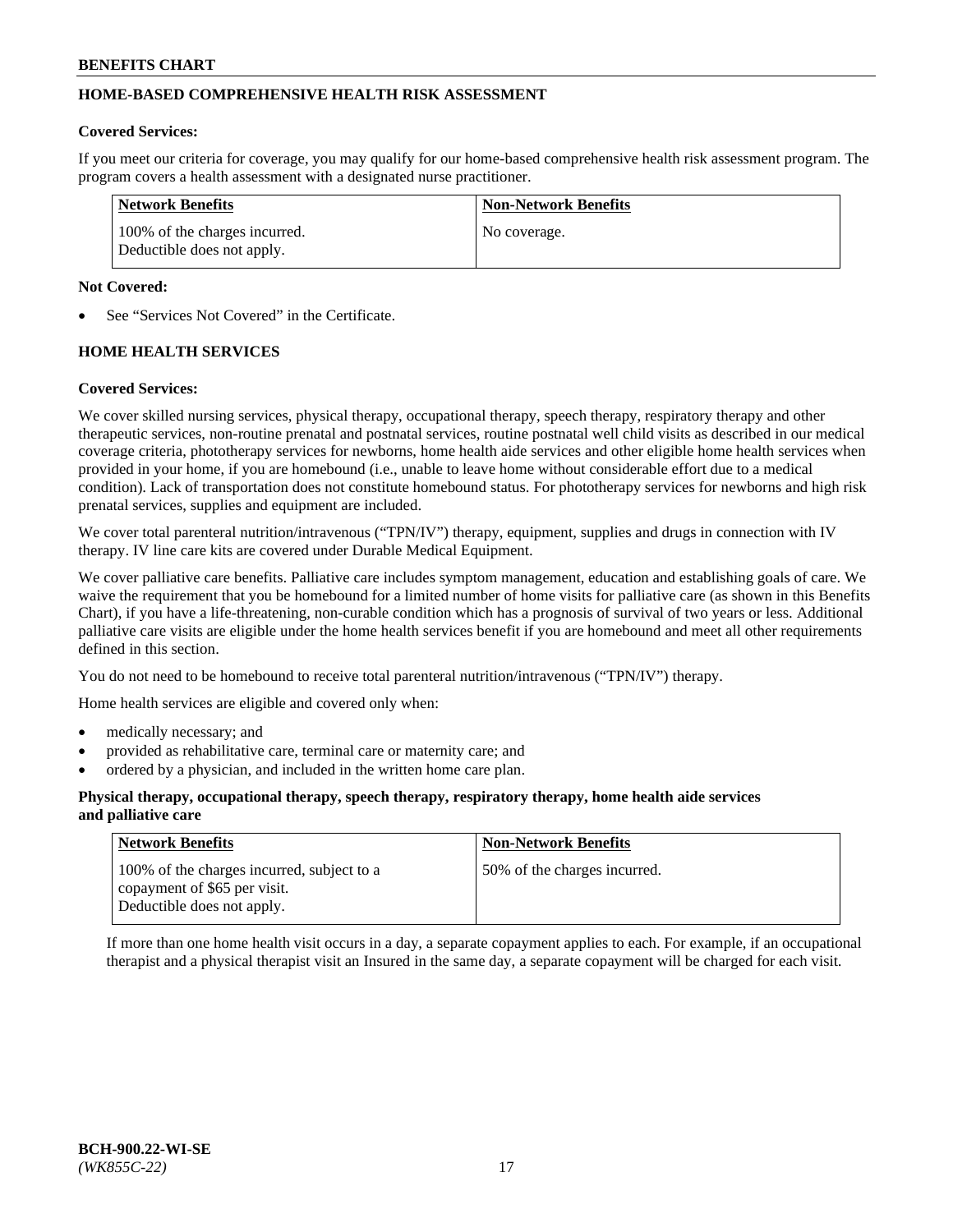## HOME-BASED COMPREHENSIVE HEALTH RISK ASSESSMENT

**Covered Services:**

If you meet our criteria for coverage, you may qualify for our home-based comprehensive health risk assessment program. The program covers a health assessment with a designated nurse practitioner.

| Network Benefits | Non-Network Benefits |
|---|---|
| 100% of the charges incurred. Deductible does not apply. | No coverage. |

**Not Covered:**

- See "Services Not Covered" in the Certificate.

## HOME HEALTH SERVICES

**Covered Services:**

We cover skilled nursing services, physical therapy, occupational therapy, speech therapy, respiratory therapy and other therapeutic services, non-routine prenatal and postnatal services, routine postnatal well child visits as described in our medical coverage criteria, phototherapy services for newborns, home health aide services and other eligible home health services when provided in your home, if you are homebound (i.e., unable to leave home without considerable effort due to a medical condition). Lack of transportation does not constitute homebound status. For phototherapy services for newborns and high risk prenatal services, supplies and equipment are included.

We cover total parenteral nutrition/intravenous ("TPN/IV") therapy, equipment, supplies and drugs in connection with IV therapy. IV line care kits are covered under Durable Medical Equipment.

We cover palliative care benefits. Palliative care includes symptom management, education and establishing goals of care. We waive the requirement that you be homebound for a limited number of home visits for palliative care (as shown in this Benefits Chart), if you have a life-threatening, non-curable condition which has a prognosis of survival of two years or less. Additional palliative care visits are eligible under the home health services benefit if you are homebound and meet all other requirements defined in this section.

You do not need to be homebound to receive total parenteral nutrition/intravenous ("TPN/IV") therapy.

Home health services are eligible and covered only when:

- medically necessary; and
- provided as rehabilitative care, terminal care or maternity care; and
- ordered by a physician, and included in the written home care plan.

**Physical therapy, occupational therapy, speech therapy, respiratory therapy, home health aide services and palliative care**

| Network Benefits | Non-Network Benefits |
|---|---|
| 100% of the charges incurred, subject to a copayment of $65 per visit. Deductible does not apply. | 50% of the charges incurred. |

If more than one home health visit occurs in a day, a separate copayment applies to each. For example, if an occupational therapist and a physical therapist visit an Insured in the same day, a separate copayment will be charged for each visit.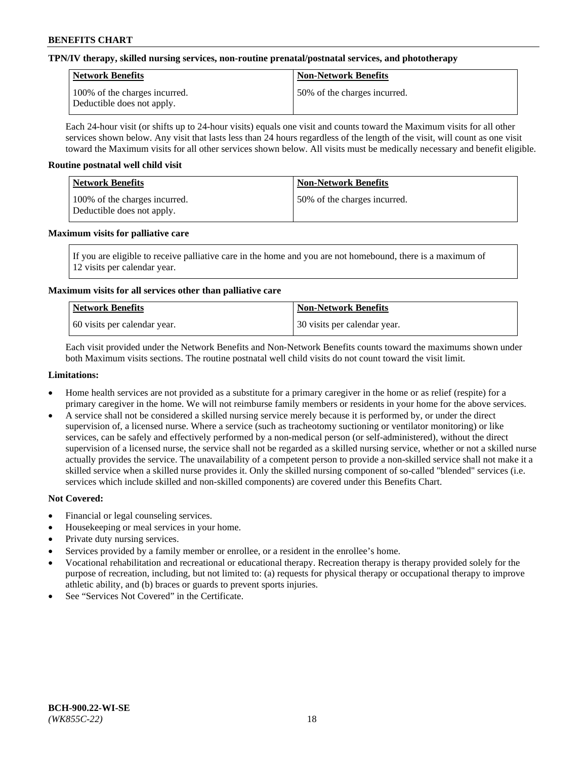**TPN/IV therapy, skilled nursing services, non-routine prenatal/postnatal services, and phototherapy**

| Network Benefits | Non-Network Benefits |
|---|---|
| 100% of the charges incurred. Deductible does not apply. | 50% of the charges incurred. |

Each 24-hour visit (or shifts up to 24-hour visits) equals one visit and counts toward the Maximum visits for all other services shown below. Any visit that lasts less than 24 hours regardless of the length of the visit, will count as one visit toward the Maximum visits for all other services shown below. All visits must be medically necessary and benefit eligible.

**Routine postnatal well child visit**

| Network Benefits | Non-Network Benefits |
|---|---|
| 100% of the charges incurred. Deductible does not apply. | 50% of the charges incurred. |

**Maximum visits for palliative care**

If you are eligible to receive palliative care in the home and you are not homebound, there is a maximum of 12 visits per calendar year.

**Maximum visits for all services other than palliative care**

| Network Benefits | Non-Network Benefits |
|---|---|
| 60 visits per calendar year. | 30 visits per calendar year. |

Each visit provided under the Network Benefits and Non-Network Benefits counts toward the maximums shown under both Maximum visits sections. The routine postnatal well child visits do not count toward the visit limit.

**Limitations:**

- Home health services are not provided as a substitute for a primary caregiver in the home or as relief (respite) for a primary caregiver in the home. We will not reimburse family members or residents in your home for the above services.
- A service shall not be considered a skilled nursing service merely because it is performed by, or under the direct supervision of, a licensed nurse. Where a service (such as tracheotomy suctioning or ventilator monitoring) or like services, can be safely and effectively performed by a non-medical person (or self-administered), without the direct supervision of a licensed nurse, the service shall not be regarded as a skilled nursing service, whether or not a skilled nurse actually provides the service. The unavailability of a competent person to provide a non-skilled service shall not make it a skilled service when a skilled nurse provides it. Only the skilled nursing component of so-called "blended" services (i.e. services which include skilled and non-skilled components) are covered under this Benefits Chart.

**Not Covered:**

- Financial or legal counseling services.
- Housekeeping or meal services in your home.
- Private duty nursing services.
- Services provided by a family member or enrollee, or a resident in the enrollee's home.
- Vocational rehabilitation and recreational or educational therapy. Recreation therapy is therapy provided solely for the purpose of recreation, including, but not limited to: (a) requests for physical therapy or occupational therapy to improve athletic ability, and (b) braces or guards to prevent sports injuries.
- See "Services Not Covered" in the Certificate.

**BCH-900.22-WI-SE**
*(WK855C-22)*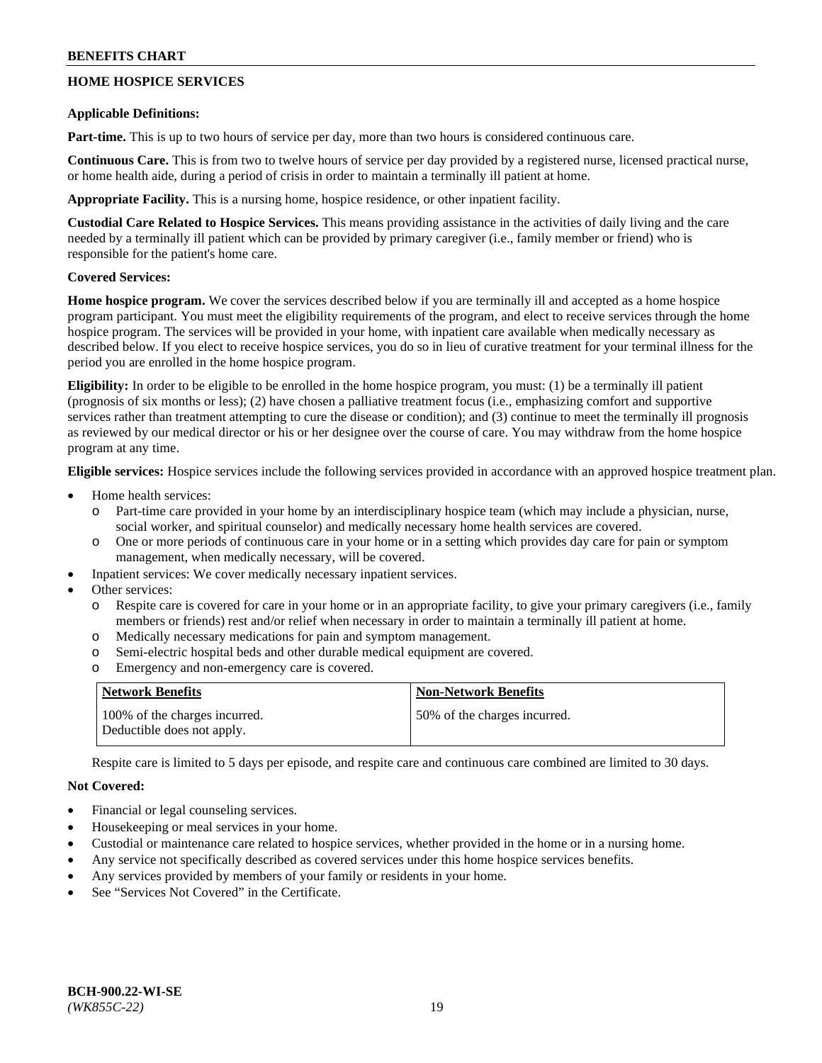## HOME HOSPICE SERVICES

**Applicable Definitions:**

**Part-time.** This is up to two hours of service per day, more than two hours is considered continuous care.

**Continuous Care.** This is from two to twelve hours of service per day provided by a registered nurse, licensed practical nurse, or home health aide, during a period of crisis in order to maintain a terminally ill patient at home.

**Appropriate Facility.** This is a nursing home, hospice residence, or other inpatient facility.

**Custodial Care Related to Hospice Services.** This means providing assistance in the activities of daily living and the care needed by a terminally ill patient which can be provided by primary caregiver (i.e., family member or friend) who is responsible for the patient's home care.

**Covered Services:**

**Home hospice program.** We cover the services described below if you are terminally ill and accepted as a home hospice program participant. You must meet the eligibility requirements of the program, and elect to receive services through the home hospice program. The services will be provided in your home, with inpatient care available when medically necessary as described below. If you elect to receive hospice services, you do so in lieu of curative treatment for your terminal illness for the period you are enrolled in the home hospice program.

**Eligibility:** In order to be eligible to be enrolled in the home hospice program, you must: (1) be a terminally ill patient (prognosis of six months or less); (2) have chosen a palliative treatment focus (i.e., emphasizing comfort and supportive services rather than treatment attempting to cure the disease or condition); and (3) continue to meet the terminally ill prognosis as reviewed by our medical director or his or her designee over the course of care. You may withdraw from the home hospice program at any time.

**Eligible services:** Hospice services include the following services provided in accordance with an approved hospice treatment plan.

- Home health services:
  - Part-time care provided in your home by an interdisciplinary hospice team (which may include a physician, nurse, social worker, and spiritual counselor) and medically necessary home health services are covered.
  - One or more periods of continuous care in your home or in a setting which provides day care for pain or symptom management, when medically necessary, will be covered.
- Inpatient services: We cover medically necessary inpatient services.
- Other services:
  - Respite care is covered for care in your home or in an appropriate facility, to give your primary caregivers (i.e., family members or friends) rest and/or relief when necessary in order to maintain a terminally ill patient at home.
  - Medically necessary medications for pain and symptom management.
  - Semi-electric hospital beds and other durable medical equipment are covered.
  - Emergency and non-emergency care is covered.

| Network Benefits | Non-Network Benefits |
|---|---|
| 100% of the charges incurred. Deductible does not apply. | 50% of the charges incurred. |

Respite care is limited to 5 days per episode, and respite care and continuous care combined are limited to 30 days.

**Not Covered:**

- Financial or legal counseling services.
- Housekeeping or meal services in your home.
- Custodial or maintenance care related to hospice services, whether provided in the home or in a nursing home.
- Any service not specifically described as covered services under this home hospice services benefits.
- Any services provided by members of your family or residents in your home.
- See "Services Not Covered" in the Certificate.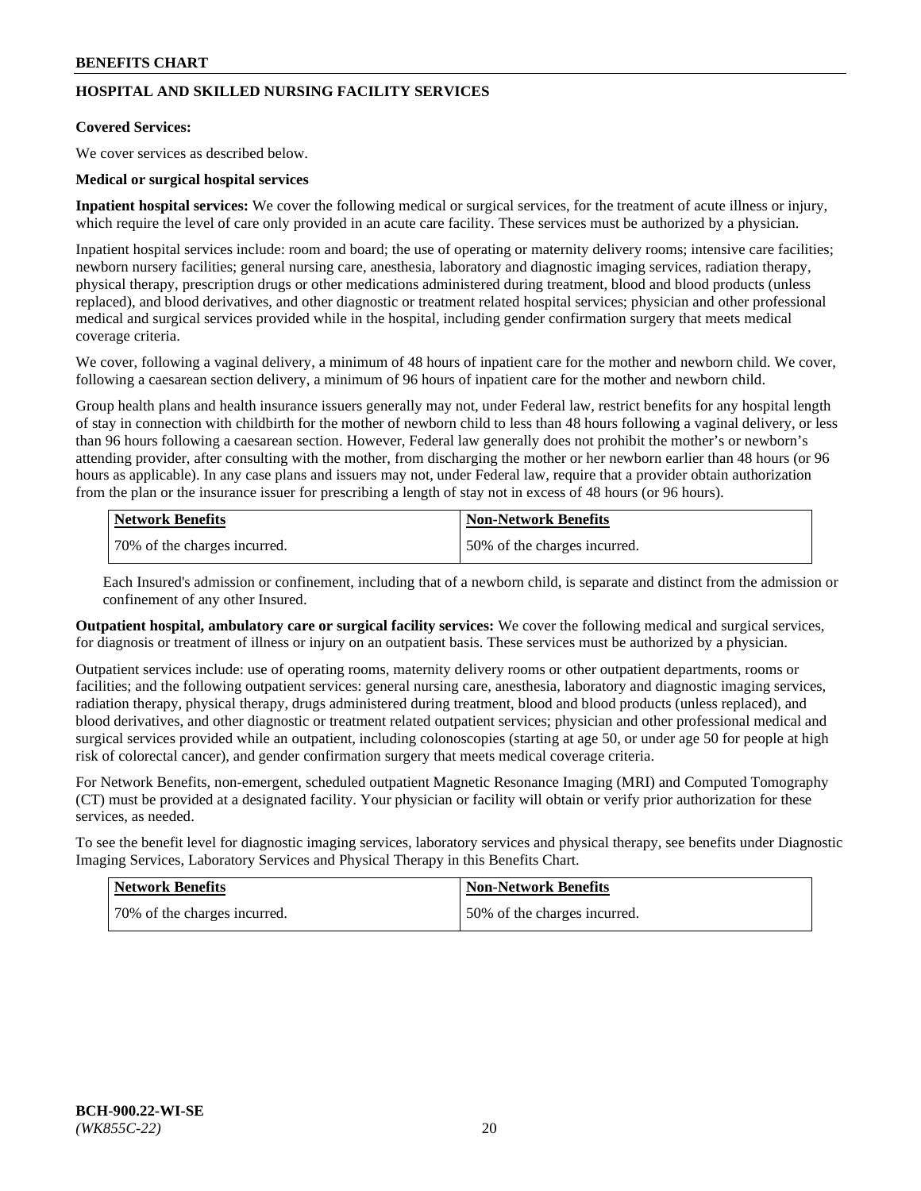## HOSPITAL AND SKILLED NURSING FACILITY SERVICES

**Covered Services:**

We cover services as described below.

**Medical or surgical hospital services**

**Inpatient hospital services:** We cover the following medical or surgical services, for the treatment of acute illness or injury, which require the level of care only provided in an acute care facility. These services must be authorized by a physician.

Inpatient hospital services include: room and board; the use of operating or maternity delivery rooms; intensive care facilities; newborn nursery facilities; general nursing care, anesthesia, laboratory and diagnostic imaging services, radiation therapy, physical therapy, prescription drugs or other medications administered during treatment, blood and blood products (unless replaced), and blood derivatives, and other diagnostic or treatment related hospital services; physician and other professional medical and surgical services provided while in the hospital, including gender confirmation surgery that meets medical coverage criteria.

We cover, following a vaginal delivery, a minimum of 48 hours of inpatient care for the mother and newborn child. We cover, following a caesarean section delivery, a minimum of 96 hours of inpatient care for the mother and newborn child.

Group health plans and health insurance issuers generally may not, under Federal law, restrict benefits for any hospital length of stay in connection with childbirth for the mother of newborn child to less than 48 hours following a vaginal delivery, or less than 96 hours following a caesarean section. However, Federal law generally does not prohibit the mother's or newborn's attending provider, after consulting with the mother, from discharging the mother or her newborn earlier than 48 hours (or 96 hours as applicable). In any case plans and issuers may not, under Federal law, require that a provider obtain authorization from the plan or the insurance issuer for prescribing a length of stay not in excess of 48 hours (or 96 hours).

| Network Benefits | Non-Network Benefits |
|---|---|
| 70% of the charges incurred. | 50% of the charges incurred. |

Each Insured's admission or confinement, including that of a newborn child, is separate and distinct from the admission or confinement of any other Insured.

**Outpatient hospital, ambulatory care or surgical facility services:** We cover the following medical and surgical services, for diagnosis or treatment of illness or injury on an outpatient basis. These services must be authorized by a physician.

Outpatient services include: use of operating rooms, maternity delivery rooms or other outpatient departments, rooms or facilities; and the following outpatient services: general nursing care, anesthesia, laboratory and diagnostic imaging services, radiation therapy, physical therapy, drugs administered during treatment, blood and blood products (unless replaced), and blood derivatives, and other diagnostic or treatment related outpatient services; physician and other professional medical and surgical services provided while an outpatient, including colonoscopies (starting at age 50, or under age 50 for people at high risk of colorectal cancer), and gender confirmation surgery that meets medical coverage criteria.

For Network Benefits, non-emergent, scheduled outpatient Magnetic Resonance Imaging (MRI) and Computed Tomography (CT) must be provided at a designated facility. Your physician or facility will obtain or verify prior authorization for these services, as needed.

To see the benefit level for diagnostic imaging services, laboratory services and physical therapy, see benefits under Diagnostic Imaging Services, Laboratory Services and Physical Therapy in this Benefits Chart.

| Network Benefits | Non-Network Benefits |
|---|---|
| 70% of the charges incurred. | 50% of the charges incurred. |

BCH-900.22-WI-SE
*(WK855C-22)*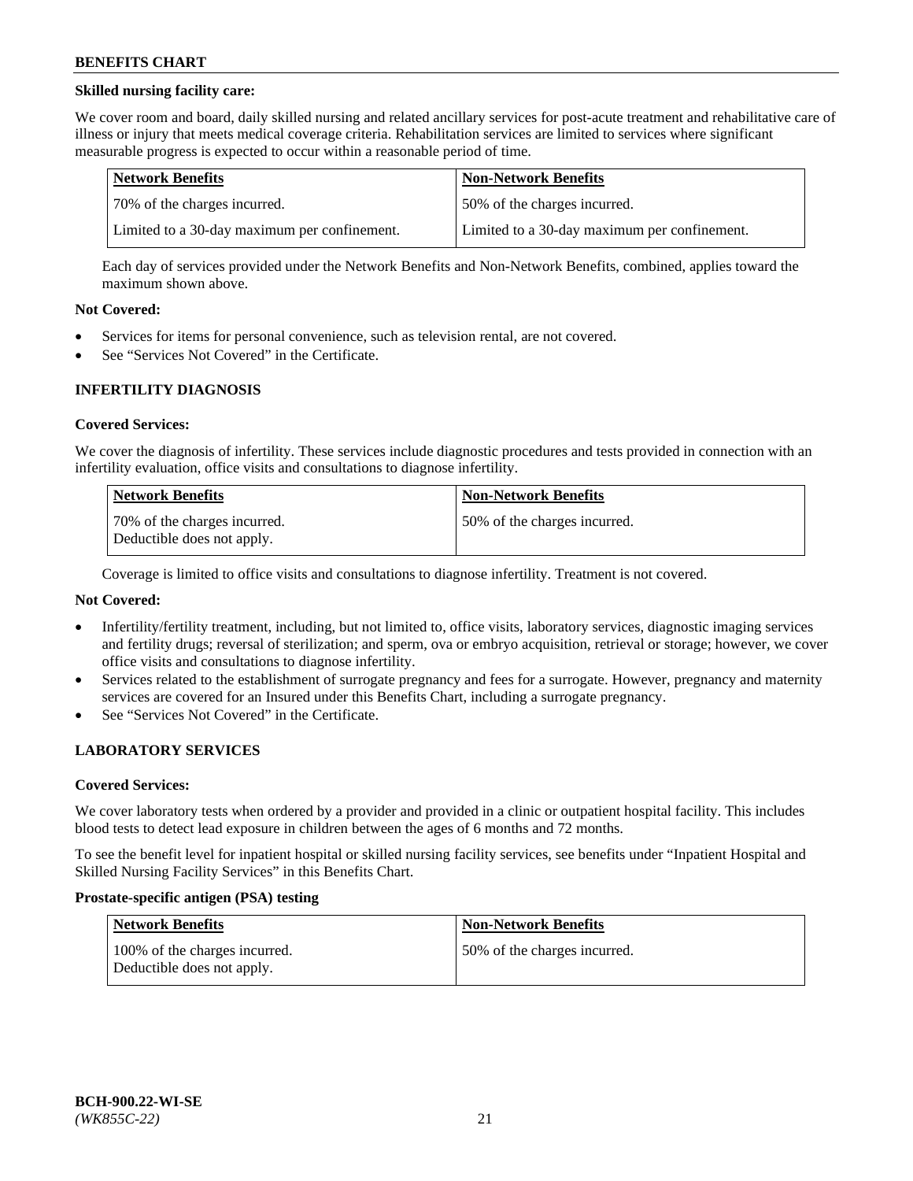**Skilled nursing facility care:**

We cover room and board, daily skilled nursing and related ancillary services for post-acute treatment and rehabilitative care of illness or injury that meets medical coverage criteria. Rehabilitation services are limited to services where significant measurable progress is expected to occur within a reasonable period of time.

| Network Benefits | Non-Network Benefits |
|---|---|
| 70% of the charges incurred. | 50% of the charges incurred. |
| Limited to a 30-day maximum per confinement. | Limited to a 30-day maximum per confinement. |

Each day of services provided under the Network Benefits and Non-Network Benefits, combined, applies toward the maximum shown above.

**Not Covered:**

- Services for items for personal convenience, such as television rental, are not covered.
- See "Services Not Covered" in the Certificate.

## INFERTILITY DIAGNOSIS

**Covered Services:**

We cover the diagnosis of infertility. These services include diagnostic procedures and tests provided in connection with an infertility evaluation, office visits and consultations to diagnose infertility.

| Network Benefits | Non-Network Benefits |
|---|---|
| 70% of the charges incurred. Deductible does not apply. | 50% of the charges incurred. |

Coverage is limited to office visits and consultations to diagnose infertility. Treatment is not covered.

**Not Covered:**

- Infertility/fertility treatment, including, but not limited to, office visits, laboratory services, diagnostic imaging services and fertility drugs; reversal of sterilization; and sperm, ova or embryo acquisition, retrieval or storage; however, we cover office visits and consultations to diagnose infertility.
- Services related to the establishment of surrogate pregnancy and fees for a surrogate. However, pregnancy and maternity services are covered for an Insured under this Benefits Chart, including a surrogate pregnancy.
- See "Services Not Covered" in the Certificate.

## LABORATORY SERVICES

**Covered Services:**

We cover laboratory tests when ordered by a provider and provided in a clinic or outpatient hospital facility. This includes blood tests to detect lead exposure in children between the ages of 6 months and 72 months.

To see the benefit level for inpatient hospital or skilled nursing facility services, see benefits under "Inpatient Hospital and Skilled Nursing Facility Services" in this Benefits Chart.

**Prostate-specific antigen (PSA) testing**

| Network Benefits | Non-Network Benefits |
|---|---|
| 100% of the charges incurred. Deductible does not apply. | 50% of the charges incurred. |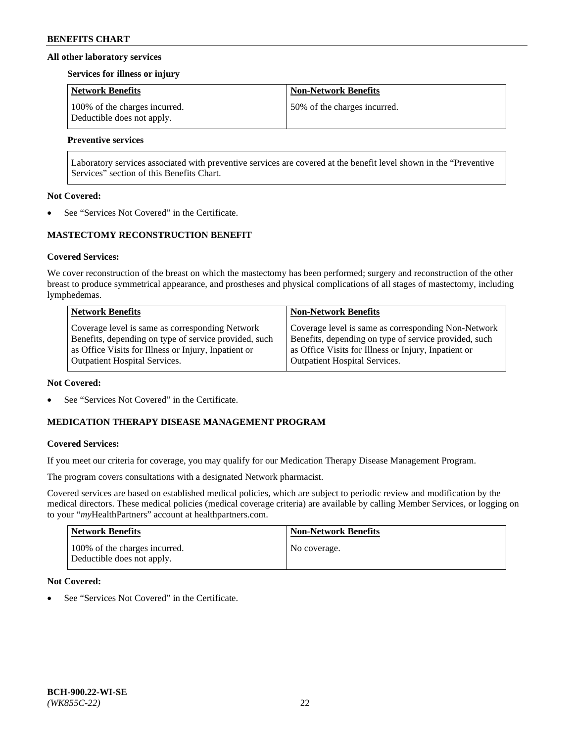**All other laboratory services**

**Services for illness or injury**

| Network Benefits | Non-Network Benefits |
|---|---|
| 100% of the charges incurred. Deductible does not apply. | 50% of the charges incurred. |

**Preventive services**

Laboratory services associated with preventive services are covered at the benefit level shown in the "Preventive Services" section of this Benefits Chart.

**Not Covered:**

- See "Services Not Covered" in the Certificate.

## MASTECTOMY RECONSTRUCTION BENEFIT

**Covered Services:**

We cover reconstruction of the breast on which the mastectomy has been performed; surgery and reconstruction of the other breast to produce symmetrical appearance, and prostheses and physical complications of all stages of mastectomy, including lymphedemas.

| Network Benefits | Non-Network Benefits |
|---|---|
| Coverage level is same as corresponding Network Benefits, depending on type of service provided, such as Office Visits for Illness or Injury, Inpatient or Outpatient Hospital Services. | Coverage level is same as corresponding Non-Network Benefits, depending on type of service provided, such as Office Visits for Illness or Injury, Inpatient or Outpatient Hospital Services. |

**Not Covered:**

- See "Services Not Covered" in the Certificate.

## MEDICATION THERAPY DISEASE MANAGEMENT PROGRAM

**Covered Services:**

If you meet our criteria for coverage, you may qualify for our Medication Therapy Disease Management Program.

The program covers consultations with a designated Network pharmacist.

Covered services are based on established medical policies, which are subject to periodic review and modification by the medical directors. These medical policies (medical coverage criteria) are available by calling Member Services, or logging on to your "*my*HealthPartners" account at healthpartners.com.

| Network Benefits | Non-Network Benefits |
|---|---|
| 100% of the charges incurred. Deductible does not apply. | No coverage. |

**Not Covered:**

- See "Services Not Covered" in the Certificate.

**BCH-900.22-WI-SE**
*(WK855C-22)*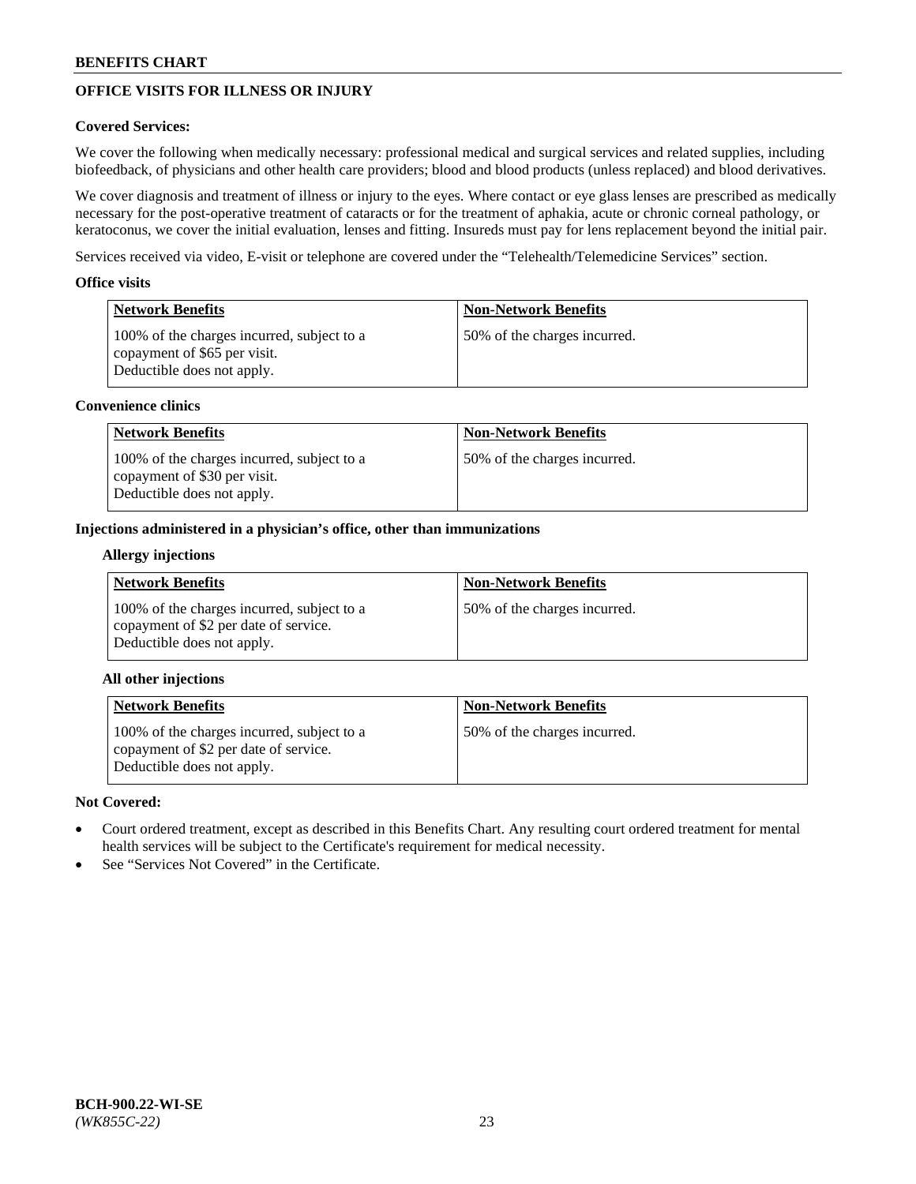## OFFICE VISITS FOR ILLNESS OR INJURY

**Covered Services:**

We cover the following when medically necessary: professional medical and surgical services and related supplies, including biofeedback, of physicians and other health care providers; blood and blood products (unless replaced) and blood derivatives.

We cover diagnosis and treatment of illness or injury to the eyes. Where contact or eye glass lenses are prescribed as medically necessary for the post-operative treatment of cataracts or for the treatment of aphakia, acute or chronic corneal pathology, or keratoconus, we cover the initial evaluation, lenses and fitting. Insureds must pay for lens replacement beyond the initial pair.

Services received via video, E-visit or telephone are covered under the "Telehealth/Telemedicine Services" section.

**Office visits**

| Network Benefits | Non-Network Benefits |
|---|---|
| 100% of the charges incurred, subject to a copayment of $65 per visit. Deductible does not apply. | 50% of the charges incurred. |

**Convenience clinics**

| Network Benefits | Non-Network Benefits |
|---|---|
| 100% of the charges incurred, subject to a copayment of $30 per visit. Deductible does not apply. | 50% of the charges incurred. |

**Injections administered in a physician's office, other than immunizations**

**Allergy injections**

| Network Benefits | Non-Network Benefits |
|---|---|
| 100% of the charges incurred, subject to a copayment of $2 per date of service. Deductible does not apply. | 50% of the charges incurred. |

**All other injections**

| Network Benefits | Non-Network Benefits |
|---|---|
| 100% of the charges incurred, subject to a copayment of $2 per date of service. Deductible does not apply. | 50% of the charges incurred. |

**Not Covered:**

- Court ordered treatment, except as described in this Benefits Chart. Any resulting court ordered treatment for mental health services will be subject to the Certificate's requirement for medical necessity.
- See "Services Not Covered" in the Certificate.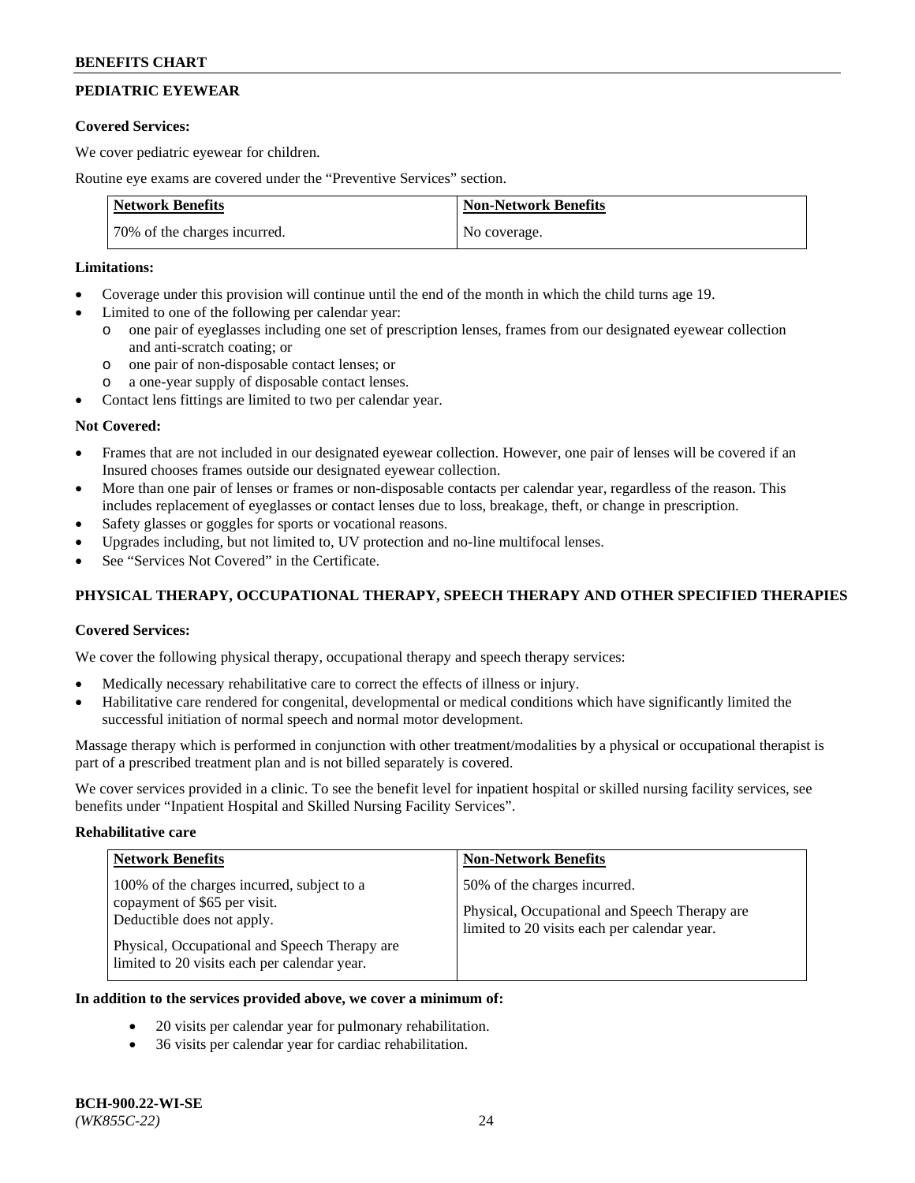## PEDIATRIC EYEWEAR

**Covered Services:**

We cover pediatric eyewear for children.

Routine eye exams are covered under the "Preventive Services" section.

| Network Benefits | Non-Network Benefits |
|---|---|
| 70% of the charges incurred. | No coverage. |

**Limitations:**

- Coverage under this provision will continue until the end of the month in which the child turns age 19.
- Limited to one of the following per calendar year:
  - one pair of eyeglasses including one set of prescription lenses, frames from our designated eyewear collection and anti-scratch coating; or
  - one pair of non-disposable contact lenses; or
  - a one-year supply of disposable contact lenses.
- Contact lens fittings are limited to two per calendar year.

**Not Covered:**

- Frames that are not included in our designated eyewear collection. However, one pair of lenses will be covered if an Insured chooses frames outside our designated eyewear collection.
- More than one pair of lenses or frames or non-disposable contacts per calendar year, regardless of the reason. This includes replacement of eyeglasses or contact lenses due to loss, breakage, theft, or change in prescription.
- Safety glasses or goggles for sports or vocational reasons.
- Upgrades including, but not limited to, UV protection and no-line multifocal lenses.
- See "Services Not Covered" in the Certificate.

## PHYSICAL THERAPY, OCCUPATIONAL THERAPY, SPEECH THERAPY AND OTHER SPECIFIED THERAPIES

**Covered Services:**

We cover the following physical therapy, occupational therapy and speech therapy services:

- Medically necessary rehabilitative care to correct the effects of illness or injury.
- Habilitative care rendered for congenital, developmental or medical conditions which have significantly limited the successful initiation of normal speech and normal motor development.

Massage therapy which is performed in conjunction with other treatment/modalities by a physical or occupational therapist is part of a prescribed treatment plan and is not billed separately is covered.

We cover services provided in a clinic. To see the benefit level for inpatient hospital or skilled nursing facility services, see benefits under "Inpatient Hospital and Skilled Nursing Facility Services".

**Rehabilitative care**

| Network Benefits | Non-Network Benefits |
|---|---|
| 100% of the charges incurred, subject to a copayment of $65 per visit. Deductible does not apply.<br><br>Physical, Occupational and Speech Therapy are limited to 20 visits each per calendar year. | 50% of the charges incurred.<br><br>Physical, Occupational and Speech Therapy are limited to 20 visits each per calendar year. |

**In addition to the services provided above, we cover a minimum of:**

- 20 visits per calendar year for pulmonary rehabilitation.
- 36 visits per calendar year for cardiac rehabilitation.

BCH-900.22-WI-SE
*(WK855C-22)*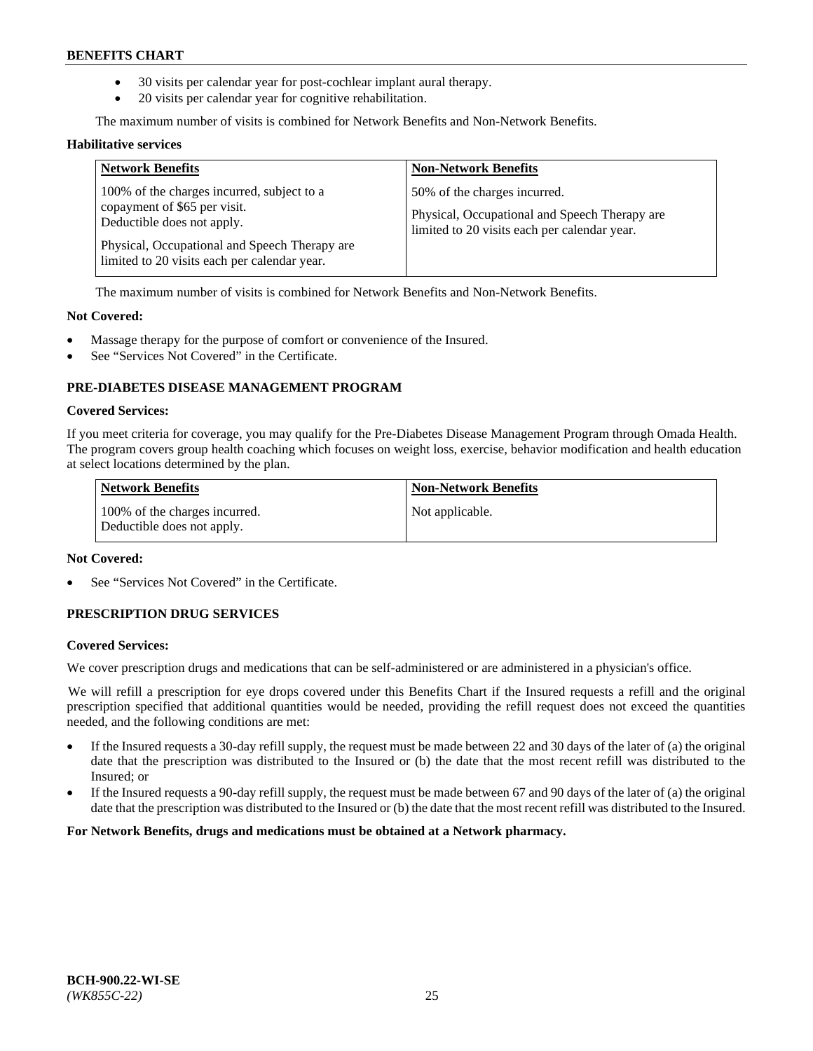- 30 visits per calendar year for post-cochlear implant aural therapy.
- 20 visits per calendar year for cognitive rehabilitation.

The maximum number of visits is combined for Network Benefits and Non-Network Benefits.

**Habilitative services**

| Network Benefits | Non-Network Benefits |
|---|---|
| 100% of the charges incurred, subject to a copayment of $65 per visit. Deductible does not apply.<br><br>Physical, Occupational and Speech Therapy are limited to 20 visits each per calendar year. | 50% of the charges incurred.<br><br>Physical, Occupational and Speech Therapy are limited to 20 visits each per calendar year. |

The maximum number of visits is combined for Network Benefits and Non-Network Benefits.

**Not Covered:**

- Massage therapy for the purpose of comfort or convenience of the Insured.
- See "Services Not Covered" in the Certificate.

### PRE-DIABETES DISEASE MANAGEMENT PROGRAM

**Covered Services:**

If you meet criteria for coverage, you may qualify for the Pre-Diabetes Disease Management Program through Omada Health. The program covers group health coaching which focuses on weight loss, exercise, behavior modification and health education at select locations determined by the plan.

| Network Benefits | Non-Network Benefits |
|---|---|
| 100% of the charges incurred. Deductible does not apply. | Not applicable. |

**Not Covered:**

- See "Services Not Covered" in the Certificate.

### PRESCRIPTION DRUG SERVICES

**Covered Services:**

We cover prescription drugs and medications that can be self-administered or are administered in a physician's office.

We will refill a prescription for eye drops covered under this Benefits Chart if the Insured requests a refill and the original prescription specified that additional quantities would be needed, providing the refill request does not exceed the quantities needed, and the following conditions are met:

- If the Insured requests a 30-day refill supply, the request must be made between 22 and 30 days of the later of (a) the original date that the prescription was distributed to the Insured or (b) the date that the most recent refill was distributed to the Insured; or
- If the Insured requests a 90-day refill supply, the request must be made between 67 and 90 days of the later of (a) the original date that the prescription was distributed to the Insured or (b) the date that the most recent refill was distributed to the Insured.

**For Network Benefits, drugs and medications must be obtained at a Network pharmacy.**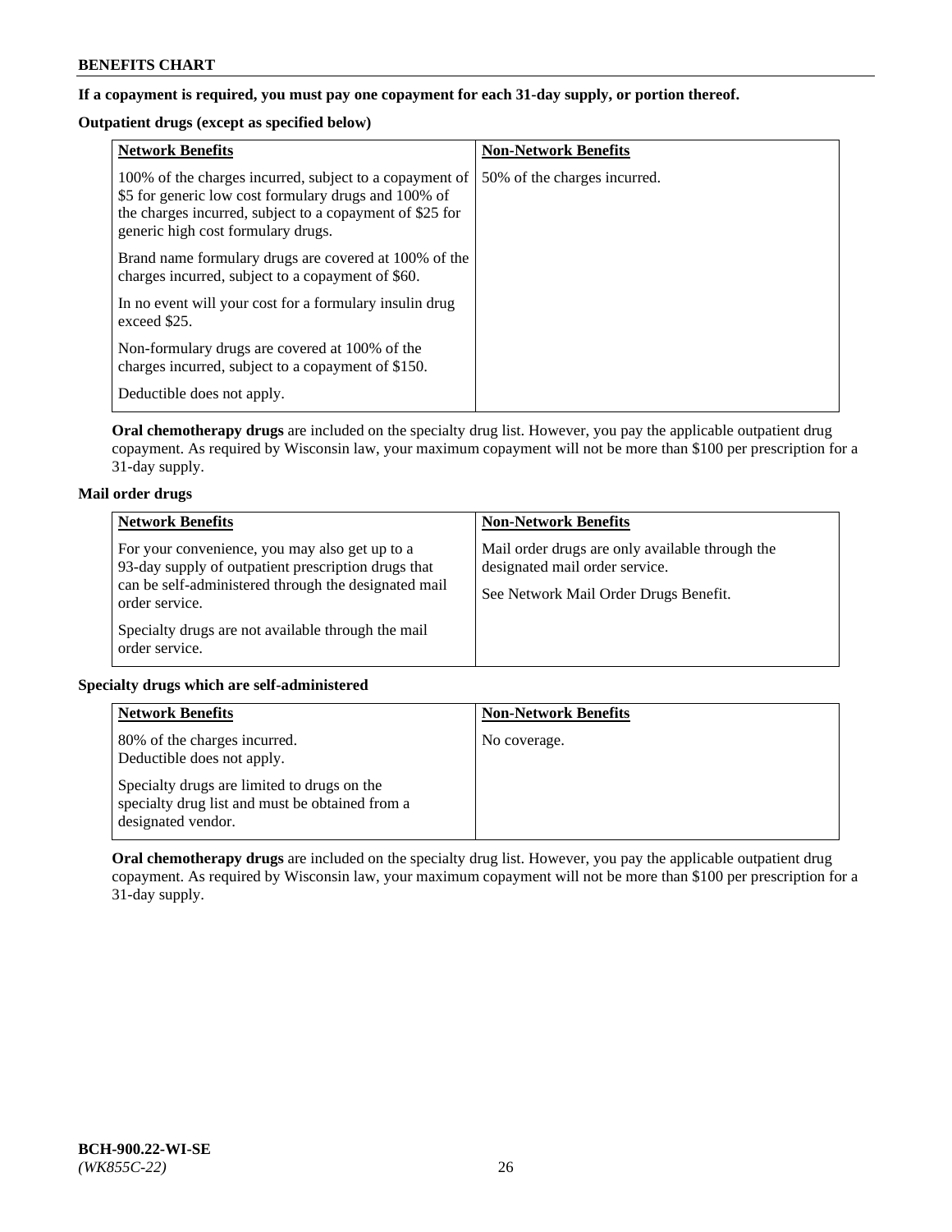**If a copayment is required, you must pay one copayment for each 31-day supply, or portion thereof.**

**Outpatient drugs (except as specified below)**

| Network Benefits | Non-Network Benefits |
|---|---|
| 100% of the charges incurred, subject to a copayment of $5 for generic low cost formulary drugs and 100% of the charges incurred, subject to a copayment of $25 for generic high cost formulary drugs.<br><br>Brand name formulary drugs are covered at 100% of the charges incurred, subject to a copayment of $60.<br><br>In no event will your cost for a formulary insulin drug exceed $25.<br><br>Non-formulary drugs are covered at 100% of the charges incurred, subject to a copayment of $150.<br><br>Deductible does not apply. | 50% of the charges incurred. |

**Oral chemotherapy drugs** are included on the specialty drug list. However, you pay the applicable outpatient drug copayment. As required by Wisconsin law, your maximum copayment will not be more than $100 per prescription for a 31-day supply.

**Mail order drugs**

| Network Benefits | Non-Network Benefits |
|---|---|
| For your convenience, you may also get up to a 93-day supply of outpatient prescription drugs that can be self-administered through the designated mail order service.<br><br>Specialty drugs are not available through the mail order service. | Mail order drugs are only available through the designated mail order service.<br><br>See Network Mail Order Drugs Benefit. |

**Specialty drugs which are self-administered**

| Network Benefits | Non-Network Benefits |
|---|---|
| 80% of the charges incurred.<br>Deductible does not apply.<br><br>Specialty drugs are limited to drugs on the specialty drug list and must be obtained from a designated vendor. | No coverage. |

**Oral chemotherapy drugs** are included on the specialty drug list. However, you pay the applicable outpatient drug copayment. As required by Wisconsin law, your maximum copayment will not be more than $100 per prescription for a 31-day supply.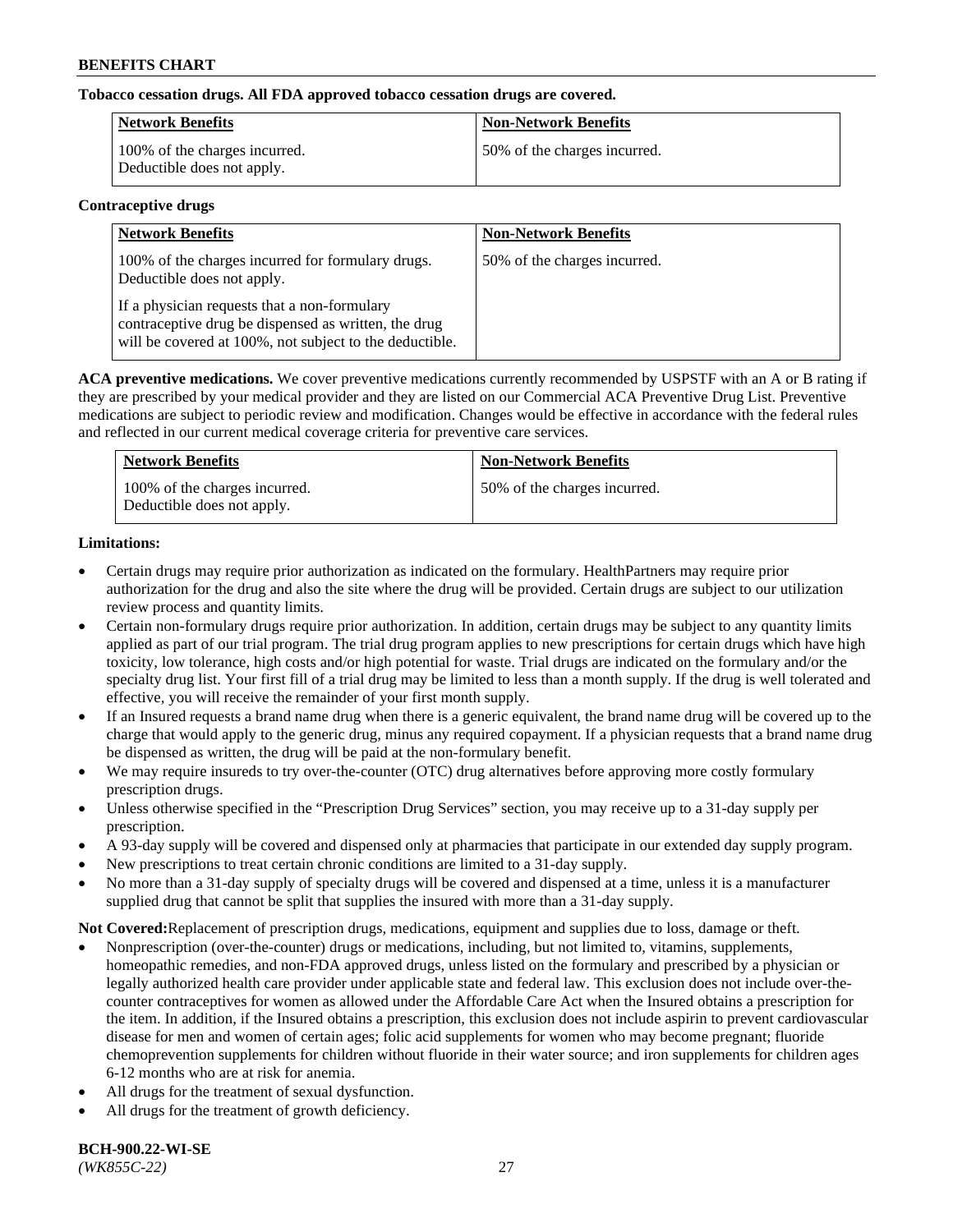**Tobacco cessation drugs. All FDA approved tobacco cessation drugs are covered.**

| Network Benefits | Non-Network Benefits |
|---|---|
| 100% of the charges incurred. Deductible does not apply. | 50% of the charges incurred. |

**Contraceptive drugs**

| Network Benefits | Non-Network Benefits |
|---|---|
| 100% of the charges incurred for formulary drugs. Deductible does not apply. If a physician requests that a non-formulary contraceptive drug be dispensed as written, the drug will be covered at 100%, not subject to the deductible. | 50% of the charges incurred. |

**ACA preventive medications.** We cover preventive medications currently recommended by USPSTF with an A or B rating if they are prescribed by your medical provider and they are listed on our Commercial ACA Preventive Drug List. Preventive medications are subject to periodic review and modification. Changes would be effective in accordance with the federal rules and reflected in our current medical coverage criteria for preventive care services.

| Network Benefits | Non-Network Benefits |
|---|---|
| 100% of the charges incurred. Deductible does not apply. | 50% of the charges incurred. |

**Limitations:**

- Certain drugs may require prior authorization as indicated on the formulary. HealthPartners may require prior authorization for the drug and also the site where the drug will be provided. Certain drugs are subject to our utilization review process and quantity limits.
- Certain non-formulary drugs require prior authorization. In addition, certain drugs may be subject to any quantity limits applied as part of our trial program. The trial drug program applies to new prescriptions for certain drugs which have high toxicity, low tolerance, high costs and/or high potential for waste. Trial drugs are indicated on the formulary and/or the specialty drug list. Your first fill of a trial drug may be limited to less than a month supply. If the drug is well tolerated and effective, you will receive the remainder of your first month supply.
- If an Insured requests a brand name drug when there is a generic equivalent, the brand name drug will be covered up to the charge that would apply to the generic drug, minus any required copayment. If a physician requests that a brand name drug be dispensed as written, the drug will be paid at the non-formulary benefit.
- We may require insureds to try over-the-counter (OTC) drug alternatives before approving more costly formulary prescription drugs.
- Unless otherwise specified in the "Prescription Drug Services" section, you may receive up to a 31-day supply per prescription.
- A 93-day supply will be covered and dispensed only at pharmacies that participate in our extended day supply program.
- New prescriptions to treat certain chronic conditions are limited to a 31-day supply.
- No more than a 31-day supply of specialty drugs will be covered and dispensed at a time, unless it is a manufacturer supplied drug that cannot be split that supplies the insured with more than a 31-day supply.

**Not Covered:**Replacement of prescription drugs, medications, equipment and supplies due to loss, damage or theft.

- Nonprescription (over-the-counter) drugs or medications, including, but not limited to, vitamins, supplements, homeopathic remedies, and non-FDA approved drugs, unless listed on the formulary and prescribed by a physician or legally authorized health care provider under applicable state and federal law. This exclusion does not include over-the-counter contraceptives for women as allowed under the Affordable Care Act when the Insured obtains a prescription for the item. In addition, if the Insured obtains a prescription, this exclusion does not include aspirin to prevent cardiovascular disease for men and women of certain ages; folic acid supplements for women who may become pregnant; fluoride chemoprevention supplements for children without fluoride in their water source; and iron supplements for children ages 6-12 months who are at risk for anemia.
- All drugs for the treatment of sexual dysfunction.
- All drugs for the treatment of growth deficiency.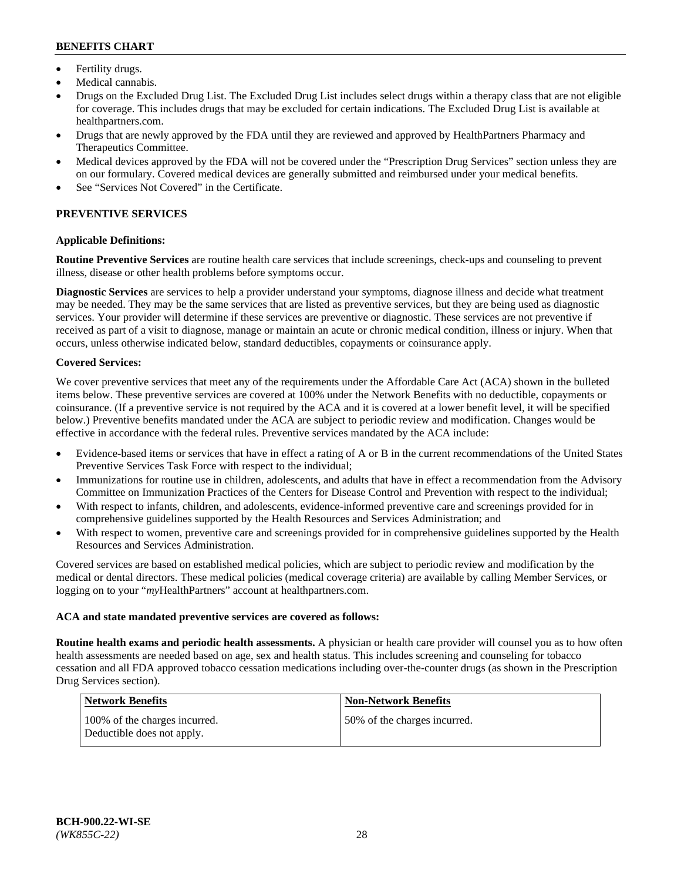- Fertility drugs.
- Medical cannabis.
- Drugs on the Excluded Drug List. The Excluded Drug List includes select drugs within a therapy class that are not eligible for coverage. This includes drugs that may be excluded for certain indications. The Excluded Drug List is available at healthpartners.com.
- Drugs that are newly approved by the FDA until they are reviewed and approved by HealthPartners Pharmacy and Therapeutics Committee.
- Medical devices approved by the FDA will not be covered under the "Prescription Drug Services" section unless they are on our formulary. Covered medical devices are generally submitted and reimbursed under your medical benefits.
- See "Services Not Covered" in the Certificate.

## PREVENTIVE SERVICES

**Applicable Definitions:**

**Routine Preventive Services** are routine health care services that include screenings, check-ups and counseling to prevent illness, disease or other health problems before symptoms occur.

**Diagnostic Services** are services to help a provider understand your symptoms, diagnose illness and decide what treatment may be needed. They may be the same services that are listed as preventive services, but they are being used as diagnostic services. Your provider will determine if these services are preventive or diagnostic. These services are not preventive if received as part of a visit to diagnose, manage or maintain an acute or chronic medical condition, illness or injury. When that occurs, unless otherwise indicated below, standard deductibles, copayments or coinsurance apply.

**Covered Services:**

We cover preventive services that meet any of the requirements under the Affordable Care Act (ACA) shown in the bulleted items below. These preventive services are covered at 100% under the Network Benefits with no deductible, copayments or coinsurance. (If a preventive service is not required by the ACA and it is covered at a lower benefit level, it will be specified below.) Preventive benefits mandated under the ACA are subject to periodic review and modification. Changes would be effective in accordance with the federal rules. Preventive services mandated by the ACA include:

- Evidence-based items or services that have in effect a rating of A or B in the current recommendations of the United States Preventive Services Task Force with respect to the individual;
- Immunizations for routine use in children, adolescents, and adults that have in effect a recommendation from the Advisory Committee on Immunization Practices of the Centers for Disease Control and Prevention with respect to the individual;
- With respect to infants, children, and adolescents, evidence-informed preventive care and screenings provided for in comprehensive guidelines supported by the Health Resources and Services Administration; and
- With respect to women, preventive care and screenings provided for in comprehensive guidelines supported by the Health Resources and Services Administration.

Covered services are based on established medical policies, which are subject to periodic review and modification by the medical or dental directors. These medical policies (medical coverage criteria) are available by calling Member Services, or logging on to your "*my*HealthPartners" account at healthpartners.com.

**ACA and state mandated preventive services are covered as follows:**

**Routine health exams and periodic health assessments.** A physician or health care provider will counsel you as to how often health assessments are needed based on age, sex and health status. This includes screening and counseling for tobacco cessation and all FDA approved tobacco cessation medications including over-the-counter drugs (as shown in the Prescription Drug Services section).

| Network Benefits | Non-Network Benefits |
| --- | --- |
| 100% of the charges incurred. Deductible does not apply. | 50% of the charges incurred. |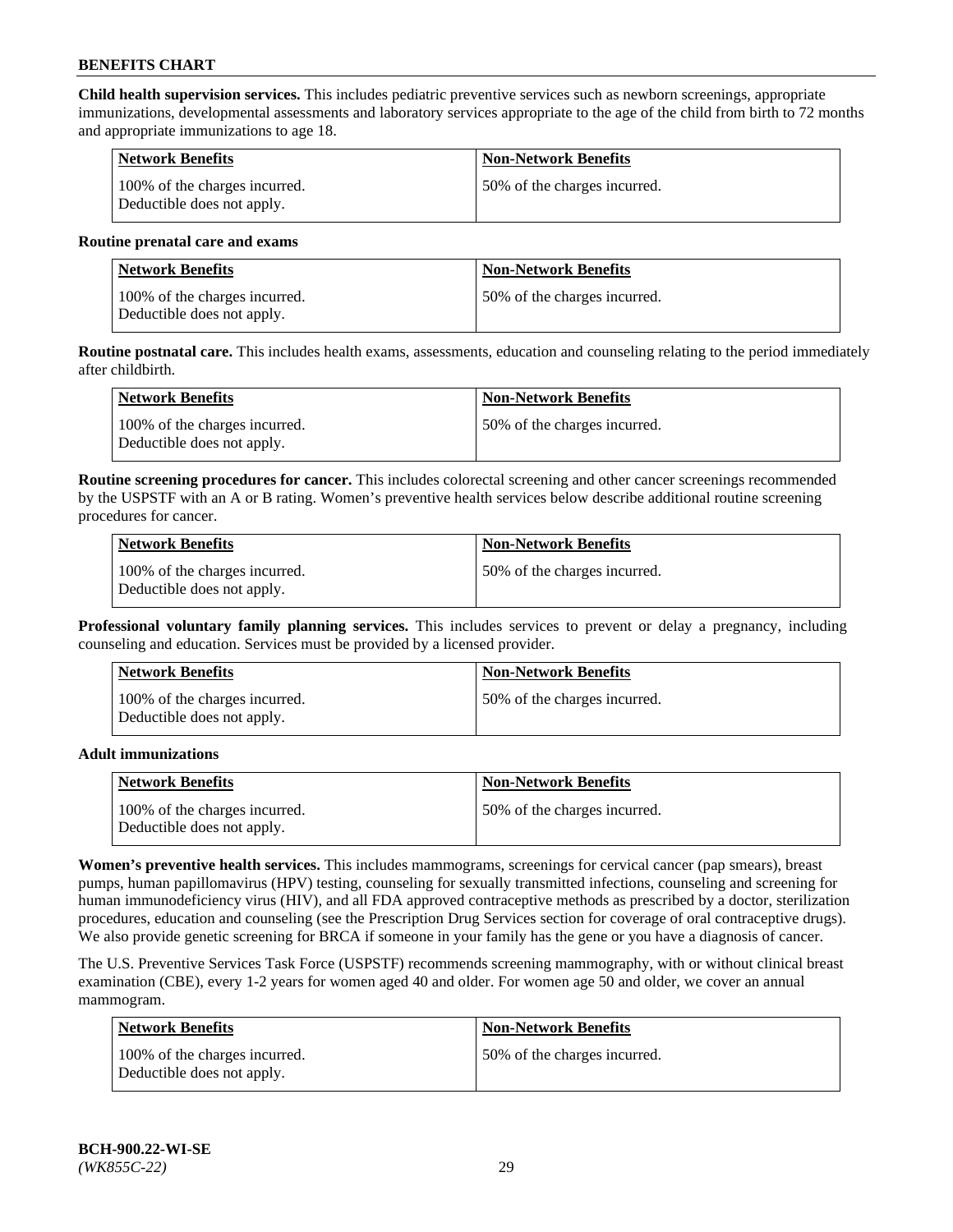**Child health supervision services.** This includes pediatric preventive services such as newborn screenings, appropriate immunizations, developmental assessments and laboratory services appropriate to the age of the child from birth to 72 months and appropriate immunizations to age 18.

| Network Benefits | Non-Network Benefits |
|---|---|
| 100% of the charges incurred. Deductible does not apply. | 50% of the charges incurred. |

**Routine prenatal care and exams**

| Network Benefits | Non-Network Benefits |
|---|---|
| 100% of the charges incurred. Deductible does not apply. | 50% of the charges incurred. |

**Routine postnatal care.** This includes health exams, assessments, education and counseling relating to the period immediately after childbirth.

| Network Benefits | Non-Network Benefits |
|---|---|
| 100% of the charges incurred. Deductible does not apply. | 50% of the charges incurred. |

**Routine screening procedures for cancer.** This includes colorectal screening and other cancer screenings recommended by the USPSTF with an A or B rating. Women's preventive health services below describe additional routine screening procedures for cancer.

| Network Benefits | Non-Network Benefits |
|---|---|
| 100% of the charges incurred. Deductible does not apply. | 50% of the charges incurred. |

**Professional voluntary family planning services.** This includes services to prevent or delay a pregnancy, including counseling and education. Services must be provided by a licensed provider.

| Network Benefits | Non-Network Benefits |
|---|---|
| 100% of the charges incurred. Deductible does not apply. | 50% of the charges incurred. |

**Adult immunizations**

| Network Benefits | Non-Network Benefits |
|---|---|
| 100% of the charges incurred. Deductible does not apply. | 50% of the charges incurred. |

**Women's preventive health services.** This includes mammograms, screenings for cervical cancer (pap smears), breast pumps, human papillomavirus (HPV) testing, counseling for sexually transmitted infections, counseling and screening for human immunodeficiency virus (HIV), and all FDA approved contraceptive methods as prescribed by a doctor, sterilization procedures, education and counseling (see the Prescription Drug Services section for coverage of oral contraceptive drugs). We also provide genetic screening for BRCA if someone in your family has the gene or you have a diagnosis of cancer.

The U.S. Preventive Services Task Force (USPSTF) recommends screening mammography, with or without clinical breast examination (CBE), every 1-2 years for women aged 40 and older. For women age 50 and older, we cover an annual mammogram.

| Network Benefits | Non-Network Benefits |
|---|---|
| 100% of the charges incurred. Deductible does not apply. | 50% of the charges incurred. |

**BCH-900.22-WI-SE**
*(WK855C-22)*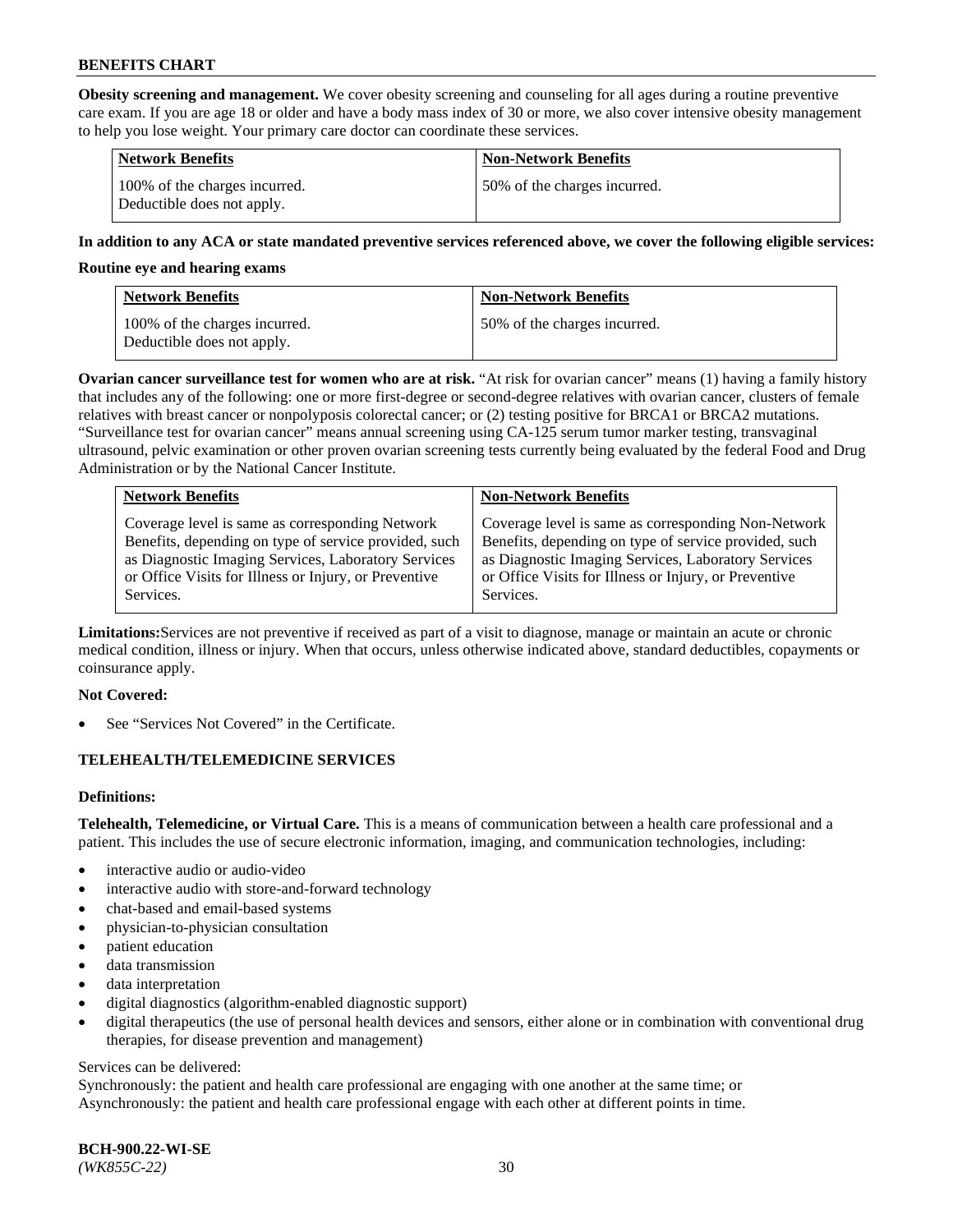**Obesity screening and management.** We cover obesity screening and counseling for all ages during a routine preventive care exam. If you are age 18 or older and have a body mass index of 30 or more, we also cover intensive obesity management to help you lose weight. Your primary care doctor can coordinate these services.

| Network Benefits | Non-Network Benefits |
| --- | --- |
| 100% of the charges incurred. Deductible does not apply. | 50% of the charges incurred. |

**In addition to any ACA or state mandated preventive services referenced above, we cover the following eligible services:**

**Routine eye and hearing exams**

| Network Benefits | Non-Network Benefits |
| --- | --- |
| 100% of the charges incurred. Deductible does not apply. | 50% of the charges incurred. |

**Ovarian cancer surveillance test for women who are at risk.** "At risk for ovarian cancer" means (1) having a family history that includes any of the following: one or more first-degree or second-degree relatives with ovarian cancer, clusters of female relatives with breast cancer or nonpolyposis colorectal cancer; or (2) testing positive for BRCA1 or BRCA2 mutations. "Surveillance test for ovarian cancer" means annual screening using CA-125 serum tumor marker testing, transvaginal ultrasound, pelvic examination or other proven ovarian screening tests currently being evaluated by the federal Food and Drug Administration or by the National Cancer Institute.

| Network Benefits | Non-Network Benefits |
| --- | --- |
| Coverage level is same as corresponding Network Benefits, depending on type of service provided, such as Diagnostic Imaging Services, Laboratory Services or Office Visits for Illness or Injury, or Preventive Services. | Coverage level is same as corresponding Non-Network Benefits, depending on type of service provided, such as Diagnostic Imaging Services, Laboratory Services or Office Visits for Illness or Injury, or Preventive Services. |

**Limitations:** Services are not preventive if received as part of a visit to diagnose, manage or maintain an acute or chronic medical condition, illness or injury. When that occurs, unless otherwise indicated above, standard deductibles, copayments or coinsurance apply.

**Not Covered:**

- See "Services Not Covered" in the Certificate.

## TELEHEALTH/TELEMEDICINE SERVICES

**Definitions:**

**Telehealth, Telemedicine, or Virtual Care.** This is a means of communication between a health care professional and a patient. This includes the use of secure electronic information, imaging, and communication technologies, including:

- interactive audio or audio-video
- interactive audio with store-and-forward technology
- chat-based and email-based systems
- physician-to-physician consultation
- patient education
- data transmission
- data interpretation
- digital diagnostics (algorithm-enabled diagnostic support)
- digital therapeutics (the use of personal health devices and sensors, either alone or in combination with conventional drug therapies, for disease prevention and management)

Services can be delivered:
Synchronously: the patient and health care professional are engaging with one another at the same time; or
Asynchronously: the patient and health care professional engage with each other at different points in time.

**BCH-900.22-WI-SE**
*(WK855C-22)*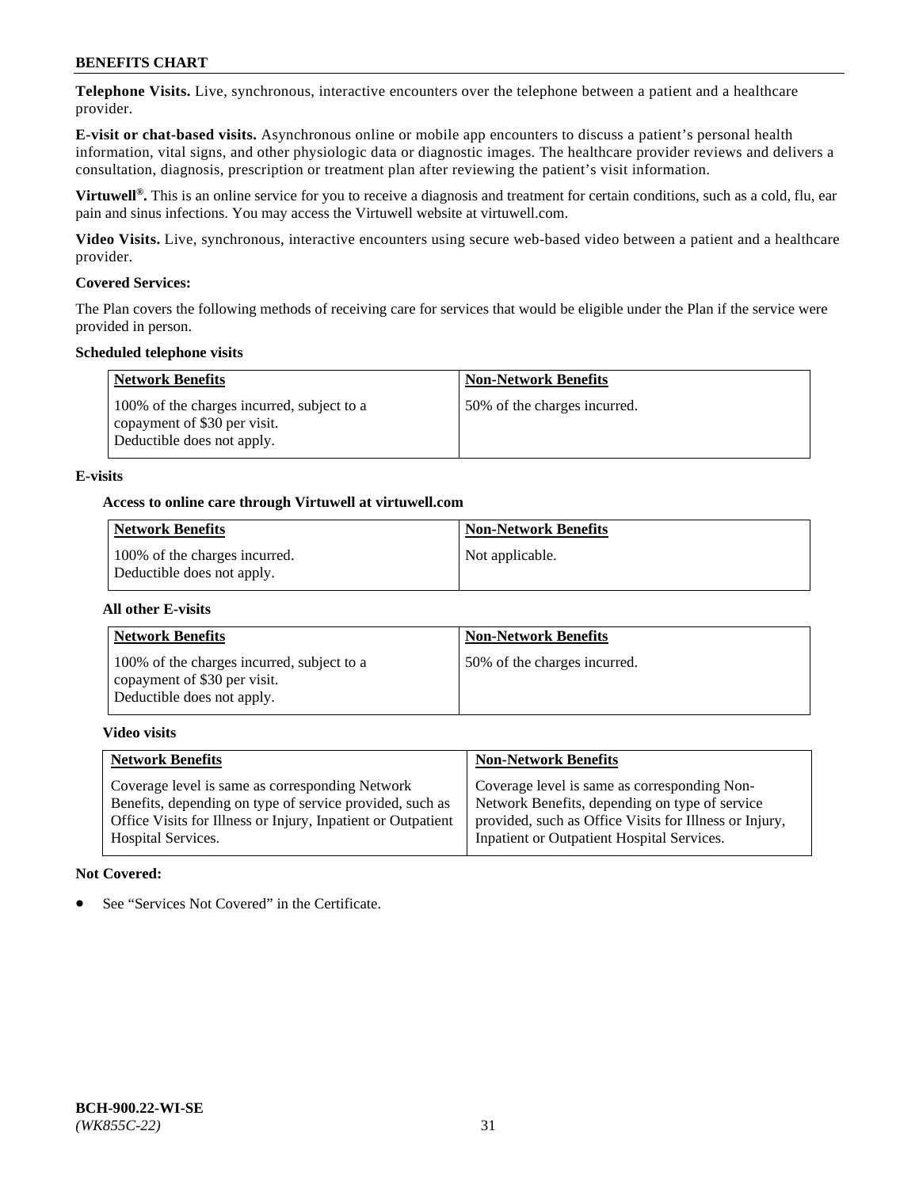**Telephone Visits.** Live, synchronous, interactive encounters over the telephone between a patient and a healthcare provider.

**E-visit or chat-based visits.** Asynchronous online or mobile app encounters to discuss a patient's personal health information, vital signs, and other physiologic data or diagnostic images. The healthcare provider reviews and delivers a consultation, diagnosis, prescription or treatment plan after reviewing the patient's visit information.

**Virtuwell®.** This is an online service for you to receive a diagnosis and treatment for certain conditions, such as a cold, flu, ear pain and sinus infections. You may access the Virtuwell website at virtuwell.com.

**Video Visits.** Live, synchronous, interactive encounters using secure web-based video between a patient and a healthcare provider.

**Covered Services:**

The Plan covers the following methods of receiving care for services that would be eligible under the Plan if the service were provided in person.

**Scheduled telephone visits**

| Network Benefits | Non-Network Benefits |
|---|---|
| 100% of the charges incurred, subject to a copayment of $30 per visit. Deductible does not apply. | 50% of the charges incurred. |

**E-visits**

**Access to online care through Virtuwell at virtuwell.com**

| Network Benefits | Non-Network Benefits |
|---|---|
| 100% of the charges incurred. Deductible does not apply. | Not applicable. |

**All other E-visits**

| Network Benefits | Non-Network Benefits |
|---|---|
| 100% of the charges incurred, subject to a copayment of $30 per visit. Deductible does not apply. | 50% of the charges incurred. |

**Video visits**

| Network Benefits | Non-Network Benefits |
|---|---|
| Coverage level is same as corresponding Network Benefits, depending on type of service provided, such as Office Visits for Illness or Injury, Inpatient or Outpatient Hospital Services. | Coverage level is same as corresponding Non-Network Benefits, depending on type of service provided, such as Office Visits for Illness or Injury, Inpatient or Outpatient Hospital Services. |

**Not Covered:**

- See "Services Not Covered" in the Certificate.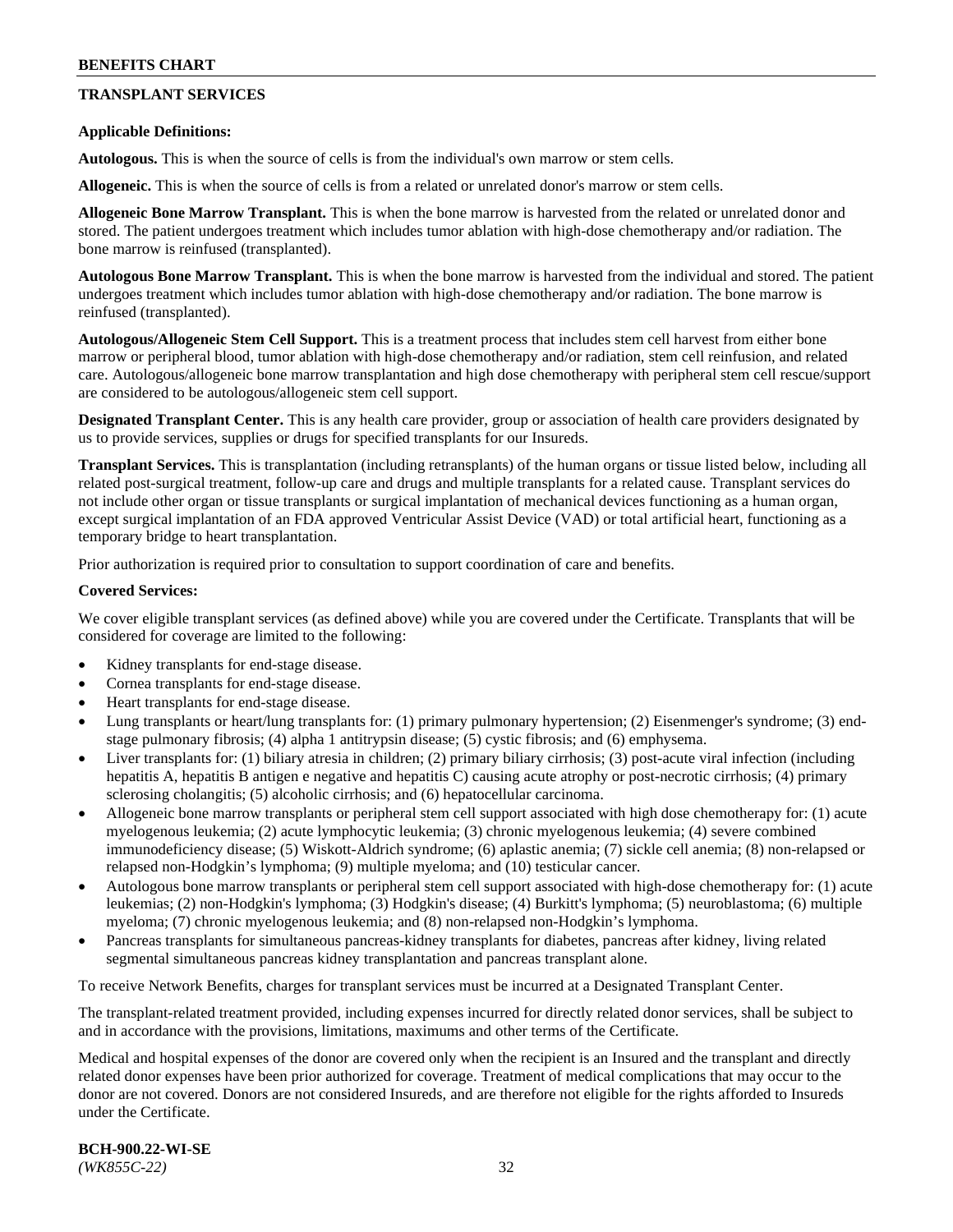## TRANSPLANT SERVICES

**Applicable Definitions:**

**Autologous.** This is when the source of cells is from the individual's own marrow or stem cells.

**Allogeneic.** This is when the source of cells is from a related or unrelated donor's marrow or stem cells.

**Allogeneic Bone Marrow Transplant.** This is when the bone marrow is harvested from the related or unrelated donor and stored. The patient undergoes treatment which includes tumor ablation with high-dose chemotherapy and/or radiation. The bone marrow is reinfused (transplanted).

**Autologous Bone Marrow Transplant.** This is when the bone marrow is harvested from the individual and stored. The patient undergoes treatment which includes tumor ablation with high-dose chemotherapy and/or radiation. The bone marrow is reinfused (transplanted).

**Autologous/Allogeneic Stem Cell Support.** This is a treatment process that includes stem cell harvest from either bone marrow or peripheral blood, tumor ablation with high-dose chemotherapy and/or radiation, stem cell reinfusion, and related care. Autologous/allogeneic bone marrow transplantation and high dose chemotherapy with peripheral stem cell rescue/support are considered to be autologous/allogeneic stem cell support.

**Designated Transplant Center.** This is any health care provider, group or association of health care providers designated by us to provide services, supplies or drugs for specified transplants for our Insureds.

**Transplant Services.** This is transplantation (including retransplants) of the human organs or tissue listed below, including all related post-surgical treatment, follow-up care and drugs and multiple transplants for a related cause. Transplant services do not include other organ or tissue transplants or surgical implantation of mechanical devices functioning as a human organ, except surgical implantation of an FDA approved Ventricular Assist Device (VAD) or total artificial heart, functioning as a temporary bridge to heart transplantation.

Prior authorization is required prior to consultation to support coordination of care and benefits.

**Covered Services:**

We cover eligible transplant services (as defined above) while you are covered under the Certificate. Transplants that will be considered for coverage are limited to the following:

- Kidney transplants for end-stage disease.
- Cornea transplants for end-stage disease.
- Heart transplants for end-stage disease.
- Lung transplants or heart/lung transplants for: (1) primary pulmonary hypertension; (2) Eisenmenger's syndrome; (3) end-stage pulmonary fibrosis; (4) alpha 1 antitrypsin disease; (5) cystic fibrosis; and (6) emphysema.
- Liver transplants for: (1) biliary atresia in children; (2) primary biliary cirrhosis; (3) post-acute viral infection (including hepatitis A, hepatitis B antigen e negative and hepatitis C) causing acute atrophy or post-necrotic cirrhosis; (4) primary sclerosing cholangitis; (5) alcoholic cirrhosis; and (6) hepatocellular carcinoma.
- Allogeneic bone marrow transplants or peripheral stem cell support associated with high dose chemotherapy for: (1) acute myelogenous leukemia; (2) acute lymphocytic leukemia; (3) chronic myelogenous leukemia; (4) severe combined immunodeficiency disease; (5) Wiskott-Aldrich syndrome; (6) aplastic anemia; (7) sickle cell anemia; (8) non-relapsed or relapsed non-Hodgkin's lymphoma; (9) multiple myeloma; and (10) testicular cancer.
- Autologous bone marrow transplants or peripheral stem cell support associated with high-dose chemotherapy for: (1) acute leukemias; (2) non-Hodgkin's lymphoma; (3) Hodgkin's disease; (4) Burkitt's lymphoma; (5) neuroblastoma; (6) multiple myeloma; (7) chronic myelogenous leukemia; and (8) non-relapsed non-Hodgkin's lymphoma.
- Pancreas transplants for simultaneous pancreas-kidney transplants for diabetes, pancreas after kidney, living related segmental simultaneous pancreas kidney transplantation and pancreas transplant alone.

To receive Network Benefits, charges for transplant services must be incurred at a Designated Transplant Center.

The transplant-related treatment provided, including expenses incurred for directly related donor services, shall be subject to and in accordance with the provisions, limitations, maximums and other terms of the Certificate.

Medical and hospital expenses of the donor are covered only when the recipient is an Insured and the transplant and directly related donor expenses have been prior authorized for coverage. Treatment of medical complications that may occur to the donor are not covered. Donors are not considered Insureds, and are therefore not eligible for the rights afforded to Insureds under the Certificate.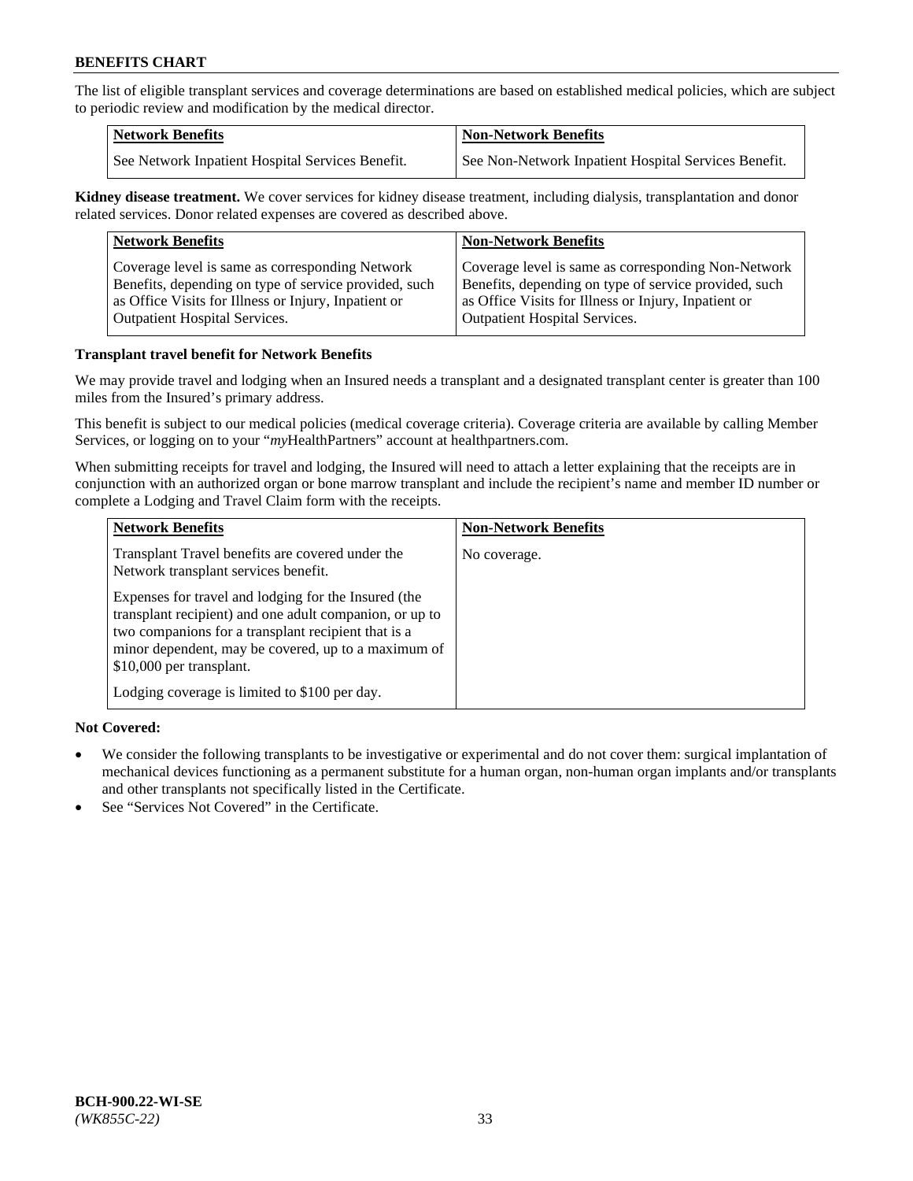The list of eligible transplant services and coverage determinations are based on established medical policies, which are subject to periodic review and modification by the medical director.

| Network Benefits | Non-Network Benefits |
| --- | --- |
| See Network Inpatient Hospital Services Benefit. | See Non-Network Inpatient Hospital Services Benefit. |

**Kidney disease treatment.** We cover services for kidney disease treatment, including dialysis, transplantation and donor related services. Donor related expenses are covered as described above.

| Network Benefits | Non-Network Benefits |
| --- | --- |
| Coverage level is same as corresponding Network Benefits, depending on type of service provided, such as Office Visits for Illness or Injury, Inpatient or Outpatient Hospital Services. | Coverage level is same as corresponding Non-Network Benefits, depending on type of service provided, such as Office Visits for Illness or Injury, Inpatient or Outpatient Hospital Services. |

**Transplant travel benefit for Network Benefits**

We may provide travel and lodging when an Insured needs a transplant and a designated transplant center is greater than 100 miles from the Insured's primary address.

This benefit is subject to our medical policies (medical coverage criteria). Coverage criteria are available by calling Member Services, or logging on to your "*my*HealthPartners" account at healthpartners.com.

When submitting receipts for travel and lodging, the Insured will need to attach a letter explaining that the receipts are in conjunction with an authorized organ or bone marrow transplant and include the recipient's name and member ID number or complete a Lodging and Travel Claim form with the receipts.

| Network Benefits | Non-Network Benefits |
| --- | --- |
| Transplant Travel benefits are covered under the Network transplant services benefit.<br><br>Expenses for travel and lodging for the Insured (the transplant recipient) and one adult companion, or up to two companions for a transplant recipient that is a minor dependent, may be covered, up to a maximum of $10,000 per transplant.<br><br>Lodging coverage is limited to $100 per day. | No coverage. |

**Not Covered:**

- We consider the following transplants to be investigative or experimental and do not cover them: surgical implantation of mechanical devices functioning as a permanent substitute for a human organ, non-human organ implants and/or transplants and other transplants not specifically listed in the Certificate.
- See "Services Not Covered" in the Certificate.